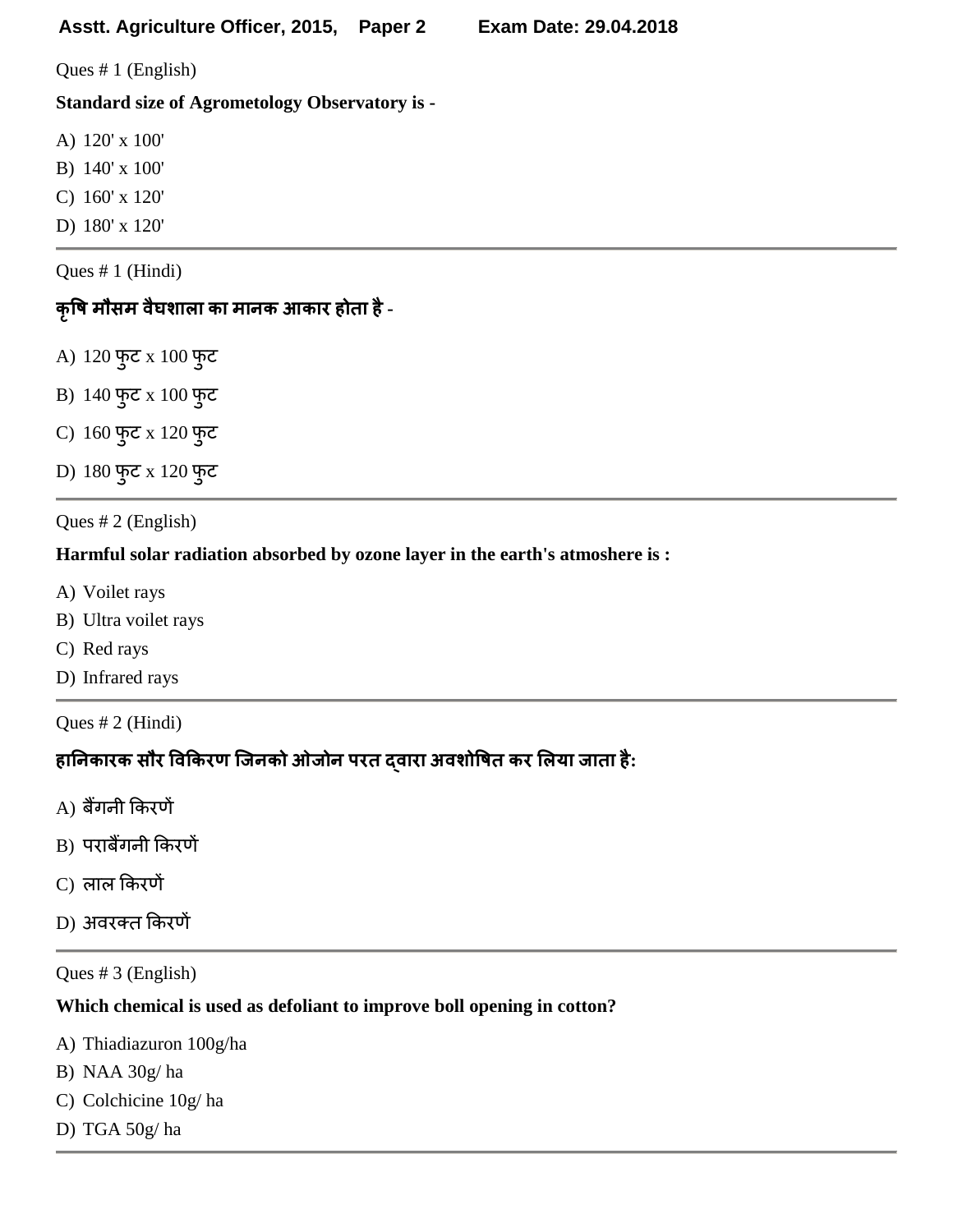**Asstt. Agriculture Officer, 2015, Paper 2 Exam Date: 29.04.2018**

Ques # 1 (English)

**Standard size of Agrometology Observatory is -**

A) 120' x 100'
B) 140' x 100'
C) 160' x 120'
D) 180' x 120'

---

Ques # 1 (Hindi)

**कृषि मौसम वैघशाला का मानक आकार होता है -**

A) 120 फुट x 100 फुट

B) 140 फुट x 100 फुट

C) 160 फुट x 120 फुट

D) 180 फुट x 120 फुट

---

Ques # 2 (English)

**Harmful solar radiation absorbed by ozone layer in the earth's atmoshere is :**

A) Voilet rays
B) Ultra voilet rays
C) Red rays
D) Infrared rays

---

Ques # 2 (Hindi)

**हानिकारक सौर विकिरण जिनको ओजोन परत द्वारा अवशोषित कर लिया जाता है:**

A) बैंगनी किरणें

B) पराबैंगनी किरणें

C) लाल किरणें

D) अवरक्त किरणें

---

Ques # 3 (English)

**Which chemical is used as defoliant to improve boll opening in cotton?**

A) Thiadiazuron 100g/ha
B) NAA 30g/ ha
C) Colchicine 10g/ ha
D) TGA 50g/ ha

---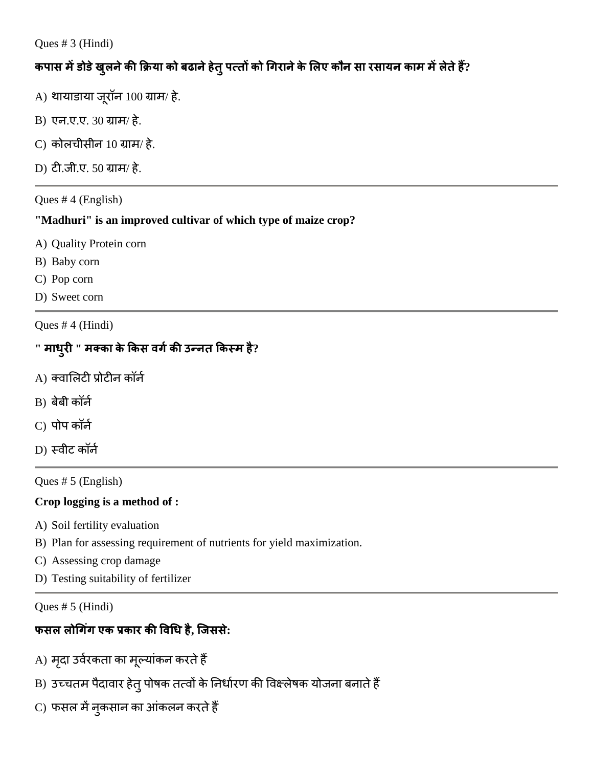Ques # 3 (Hindi)

**कपास में डोडे खुलने की क्रिया को बढाने हेतु पत्तों को गिराने के लिए कौन सा रसायन काम में लेते हैं?**

A) थायाडाया ज़ूरॉन 100 ग्राम/ हे.

B) एन.ए.ए. 30 ग्राम/ हे.

C) कोलचीसीन 10 ग्राम/ हे.

D) टी.जी.ए. 50 ग्राम/ हे.

---

Ques # 4 (English)

**"Madhuri" is an improved cultivar of which type of maize crop?**

A) Quality Protein corn

B) Baby corn

C) Pop corn

D) Sweet corn

---

Ques # 4 (Hindi)

**" माधुरी " मक्का के किस वर्ग की उन्नत किस्म है?**

A) क्वालिटी प्रोटीन कॉर्न

B) बेबी कॉर्न

C) पोप कॉर्न

D) स्वीट कॉर्न

---

Ques # 5 (English)

**Crop logging is a method of :**

A) Soil fertility evaluation

B) Plan for assessing requirement of nutrients for yield maximization.

C) Assessing crop damage

D) Testing suitability of fertilizer

---

Ques # 5 (Hindi)

**फसल लोगिंग एक प्रकार की विधि है, जिससे:**

A) मृदा उर्वरकता का मूल्यांकन करते हैं

B) उच्चतम पैदावार हेतु पोषक तत्वों के निर्धारण की विश्लेषक योजना बनाते हैं

C) फसल में नुकसान का आंकलन करते हैं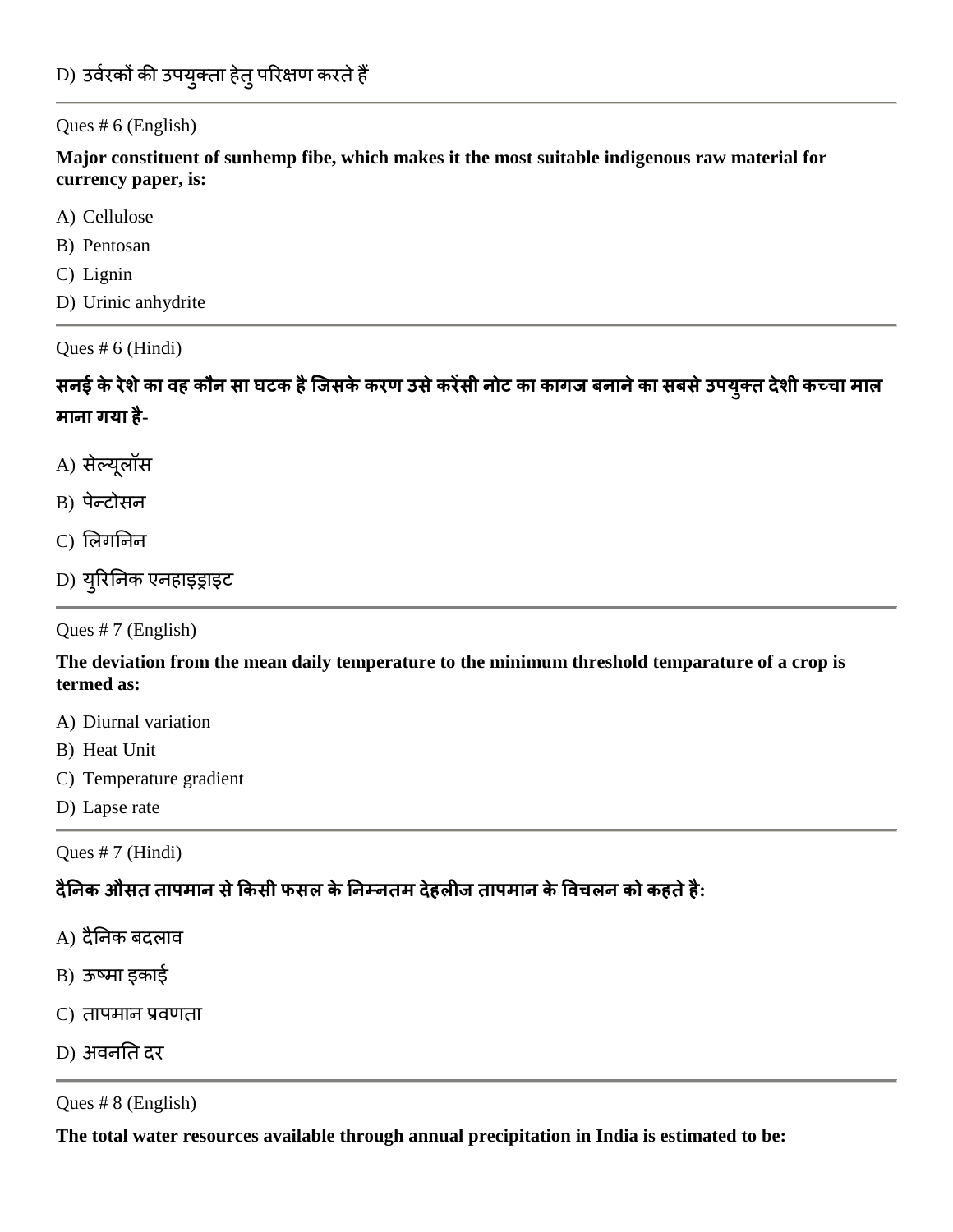D) उर्वरकों की उपयुक्ता हेतु परिक्षण करते हैं

---

Ques # 6 (English)

**Major constituent of sunhemp fibe, which makes it the most suitable indigenous raw material for currency paper, is:**

A) Cellulose

B) Pentosan

C) Lignin

D) Urinic anhydrite

---

Ques # 6 (Hindi)

**सनई के रेशे का वह कौन सा घटक है जिसके करण उसे करेंसी नोट का कागज बनाने का सबसे उपयुक्त देशी कच्चा माल माना गया है-**

A) सेल्यूलॉस

B) पेन्टोसन

C) लिगनिन

D) युरिनिक एनहाइड्राइट

---

Ques # 7 (English)

**The deviation from the mean daily temperature to the minimum threshold temparature of a crop is termed as:**

A) Diurnal variation

B) Heat Unit

C) Temperature gradient

D) Lapse rate

---

Ques # 7 (Hindi)

**दैनिक औसत तापमान से किसी फसल के निम्नतम देहलीज तापमान के विचलन को कहते है:**

A) दैनिक बदलाव

B) ऊष्मा इकाई

C) तापमान प्रवणता

D) अवनति दर

---

Ques # 8 (English)

**The total water resources available through annual precipitation in India is estimated to be:**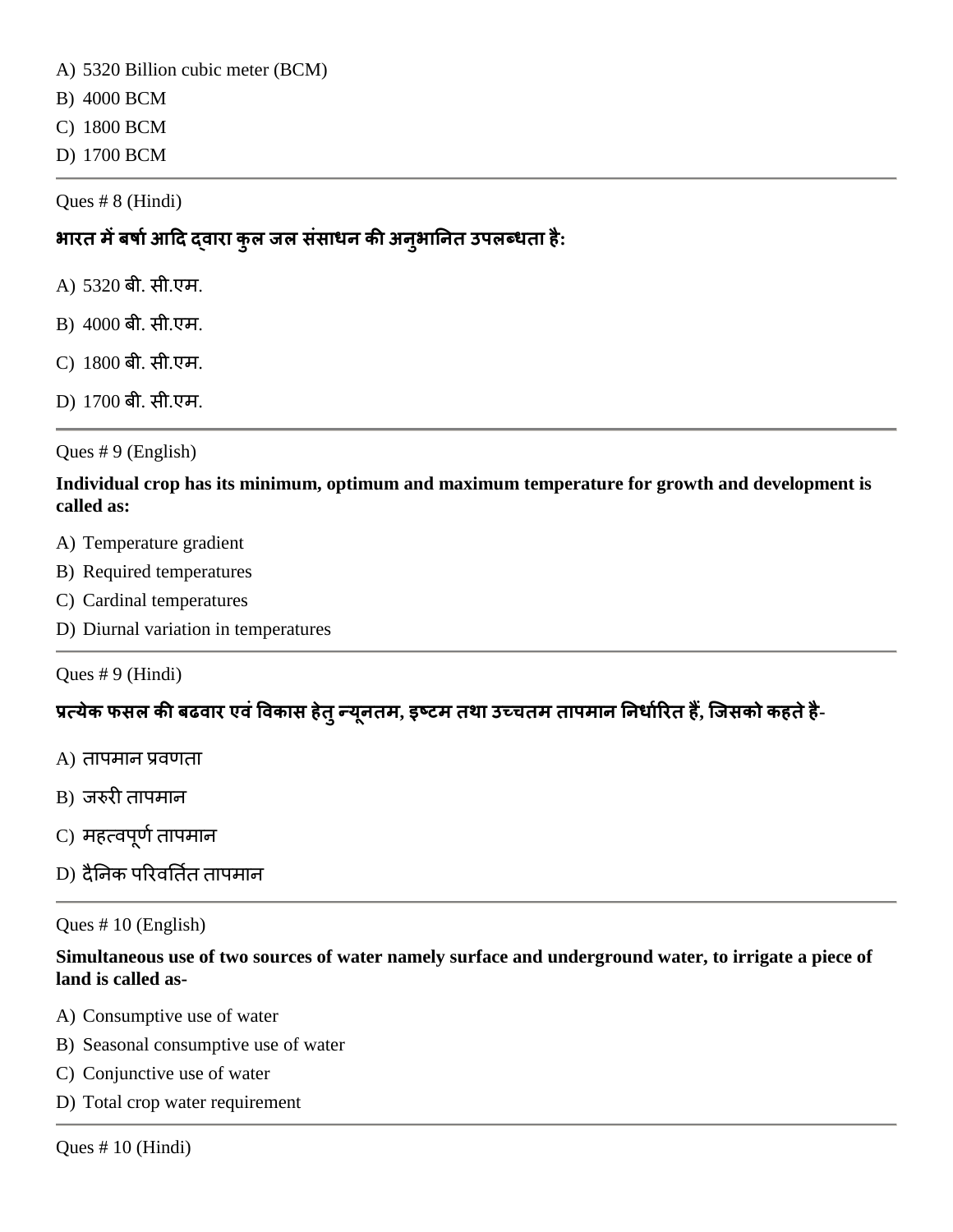A) 5320 Billion cubic meter (BCM)

B) 4000 BCM

C) 1800 BCM

D) 1700 BCM

---

Ques # 8 (Hindi)

**भारत में बर्षा आदि द्वारा कुल जल संसाधन की अनुभानित उपलब्धता है:**

A) 5320 बी. सी.एम.

B) 4000 बी. सी.एम.

C) 1800 बी. सी.एम.

D) 1700 बी. सी.एम.

---

Ques # 9 (English)

**Individual crop has its minimum, optimum and maximum temperature for growth and development is called as:**

A) Temperature gradient

B) Required temperatures

C) Cardinal temperatures

D) Diurnal variation in temperatures

---

Ques # 9 (Hindi)

**प्रत्येक फसल की बढवार एवं विकास हेतु न्यूनतम, इष्टम तथा उच्चतम तापमान निर्धारित हैं, जिसको कहते है-**

A) तापमान प्रवणता

B) जरुरी तापमान

C) महत्वपूर्ण तापमान

D) दैनिक परिवर्तित तापमान

---

Ques # 10 (English)

**Simultaneous use of two sources of water namely surface and underground water, to irrigate a piece of land is called as-**

A) Consumptive use of water

B) Seasonal consumptive use of water

C) Conjunctive use of water

D) Total crop water requirement

---

Ques # 10 (Hindi)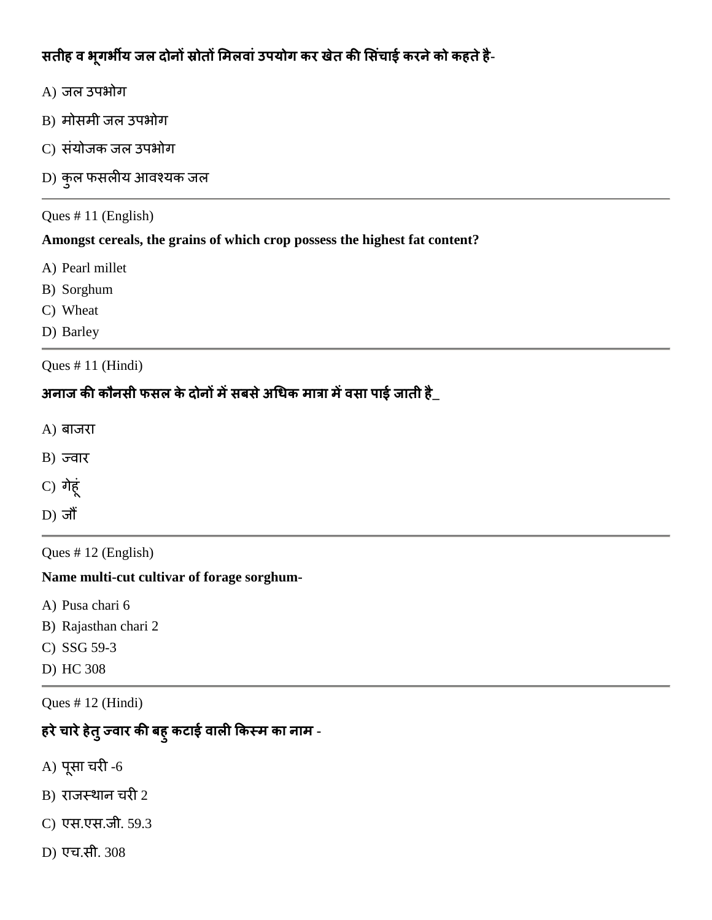**सतीह व भूगर्भीय जल दोनों स्रोतों मिलवां उपयोग कर खेत की सिंचाई करने को कहते है-**

A) जल उपभोग

B) मोसमी जल उपभोग

C) संयोजक जल उपभोग

D) कुल फसलीय आवश्यक जल

---

Ques # 11 (English)

**Amongst cereals, the grains of which crop possess the highest fat content?**

A) Pearl millet

B) Sorghum

C) Wheat

D) Barley

---

Ques # 11 (Hindi)

**अनाज की कौनसी फसल के दोनों में सबसे अधिक मात्रा में वसा पाई जाती है_**

A) बाजरा

B) ज्वार

C) गेहूं

D) जौं

---

Ques # 12 (English)

**Name multi-cut cultivar of forage sorghum-**

A) Pusa chari 6

B) Rajasthan chari 2

C) SSG 59-3

D) HC 308

---

Ques # 12 (Hindi)

**हरे चारे हेतु ज्वार की बहु कटाई वाली किस्म का नाम -**

A) पूसा चरी -6

B) राजस्थान चरी 2

C) एस.एस.जी. 59.3

D) एच.सी. 308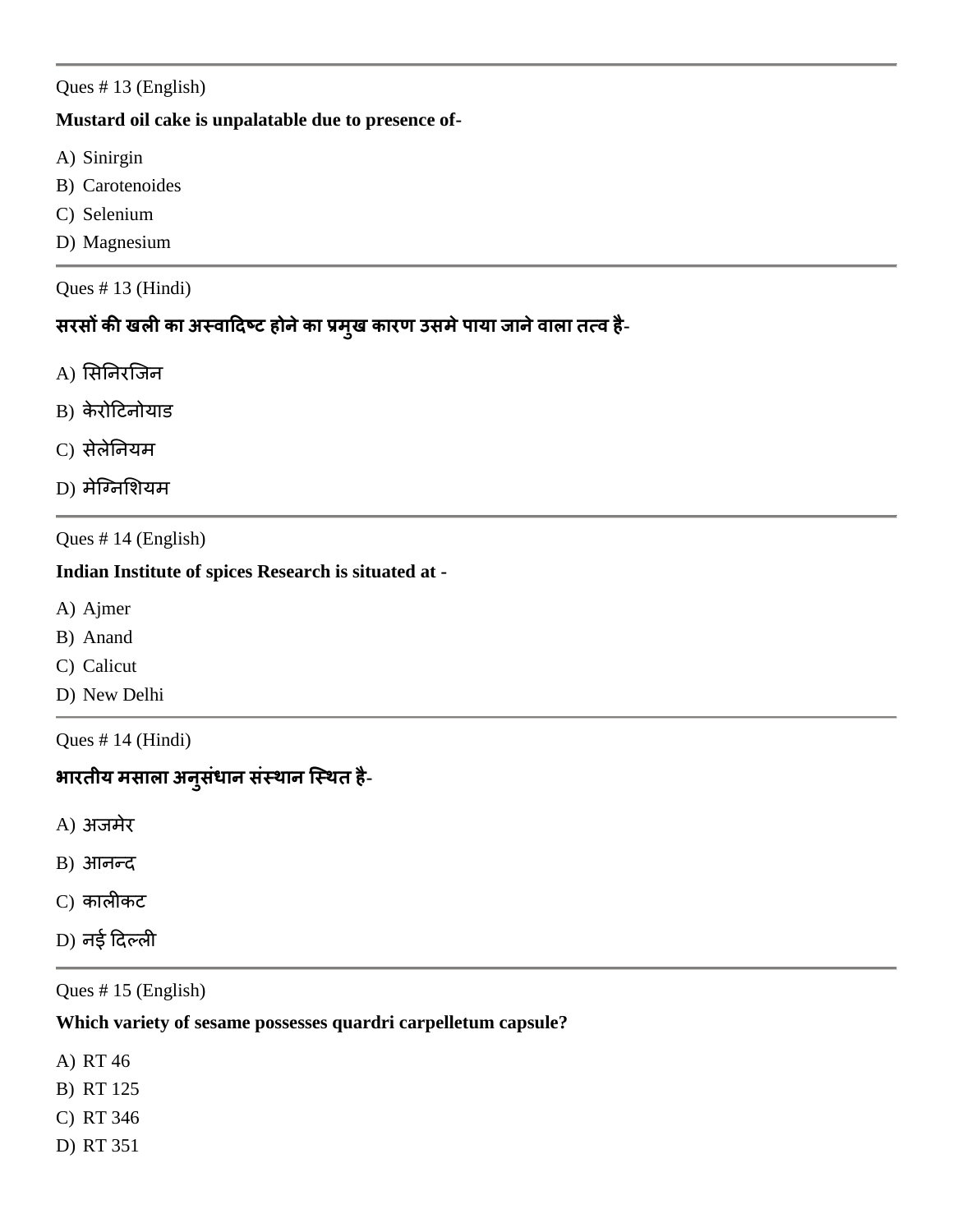Ques # 13 (English)

**Mustard oil cake is unpalatable due to presence of-**

A) Sinirgin
B) Carotenoides
C) Selenium
D) Magnesium

Ques # 13 (Hindi)

**सरसों की खली का अस्वादिष्ट होने का प्रमुख कारण उसमे पाया जाने वाला तत्व है-**

A) सिनिरजिन
B) केरोटिनोयाड
C) सेलेनियम
D) मेग्निशियम

Ques # 14 (English)

**Indian Institute of spices Research is situated at -**

A) Ajmer
B) Anand
C) Calicut
D) New Delhi

Ques # 14 (Hindi)

**भारतीय मसाला अनुसंधान संस्थान स्थित है-**

A) अजमेर
B) आनन्द
C) कालीकट
D) नई दिल्ली

Ques # 15 (English)

**Which variety of sesame possesses quardri carpelletum capsule?**

A) RT 46
B) RT 125
C) RT 346
D) RT 351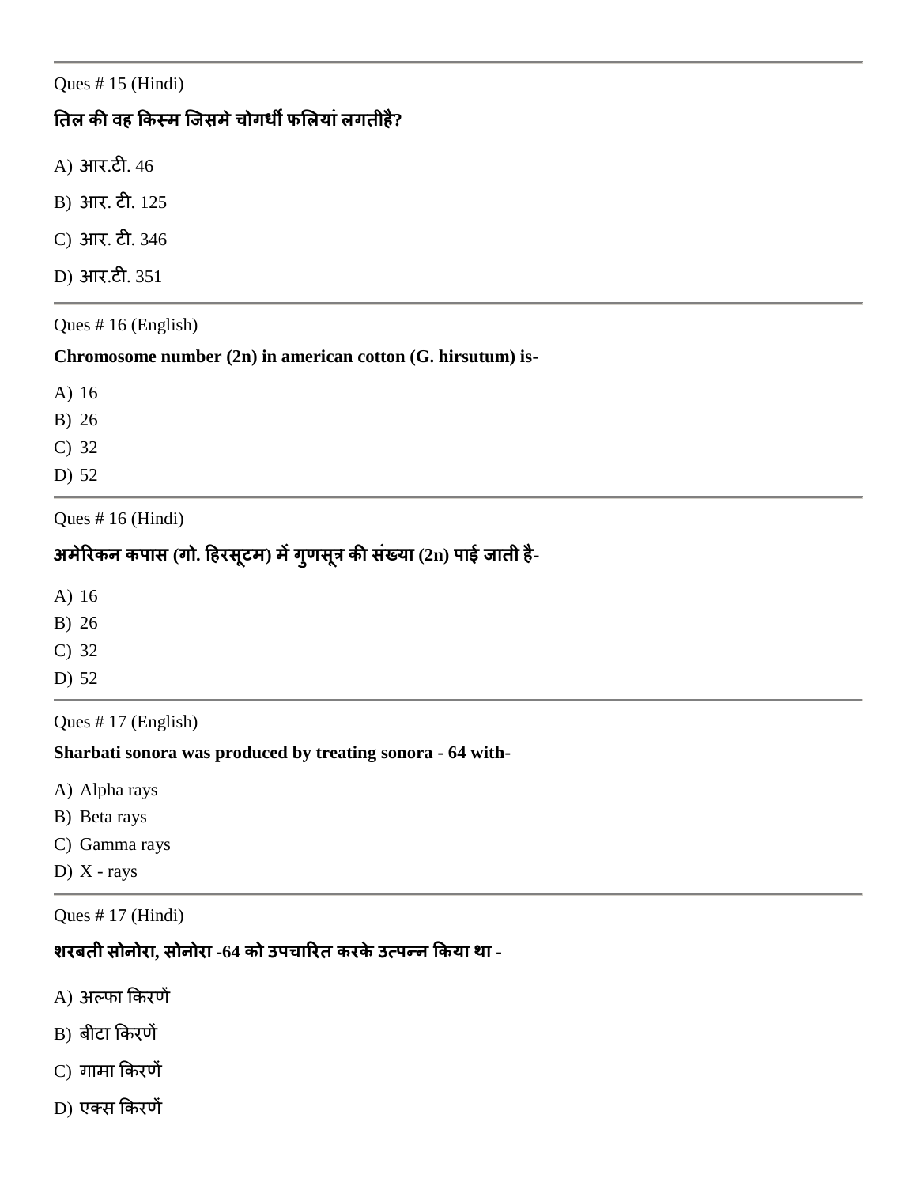---

Ques # 15 (Hindi)

**तिल की वह किस्म जिसमे चोगर्धी फलियां लगतीहै?**

A) आर.टी. 46

B) आर. टी. 125

C) आर. टी. 346

D) आर.टी. 351

---

Ques # 16 (English)

**Chromosome number (2n) in american cotton (G. hirsutum) is-**

A) 16

B) 26

C) 32

D) 52

---

Ques # 16 (Hindi)

**अमेरिकन कपास (गो. हिरसूटम) में गुणसूत्र की संख्या (2n) पाई जाती है-**

A) 16

B) 26

C) 32

D) 52

---

Ques # 17 (English)

**Sharbati sonora was produced by treating sonora - 64 with-**

A) Alpha rays

B) Beta rays

C) Gamma rays

D) X - rays

---

Ques # 17 (Hindi)

**शरबती सोनोरा, सोनोरा -64 को उपचारित करके उत्पन्न किया था -**

A) अल्फा किरणें

B) बीटा किरणें

C) गामा किरणें

D) एक्स किरणें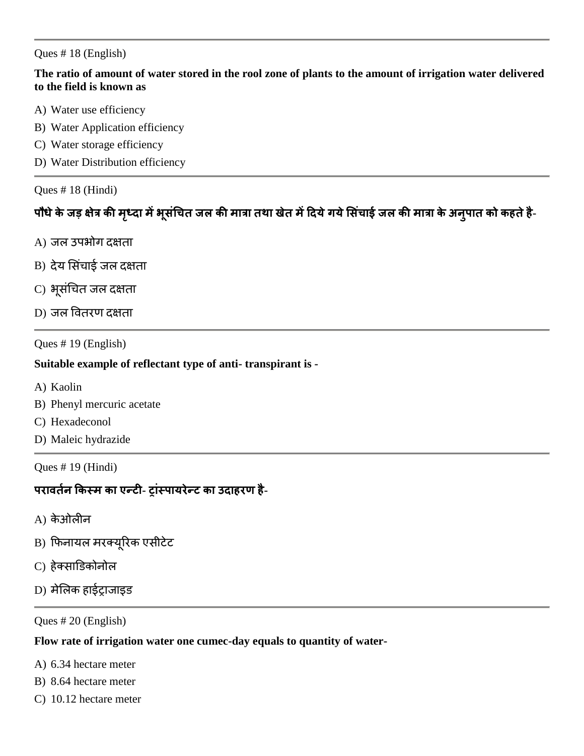---

Ques # 18 (English)

**The ratio of amount of water stored in the rool zone of plants to the amount of irrigation water delivered to the field is known as**

A) Water use efficiency

B) Water Application efficiency

C) Water storage efficiency

D) Water Distribution efficiency

---

Ques # 18 (Hindi)

**पौधे के जड़ क्षेत्र की मृध्दा में भूसंचित जल की मात्रा तथा खेत में दिये गये सिंचाई जल की मात्रा के अनुपात को कहते है-**

A) जल उपभोग दक्षता

B) देय सिंचाई जल दक्षता

C) भूसंचित जल दक्षता

D) जल वितरण दक्षता

---

Ques # 19 (English)

**Suitable example of reflectant type of anti- transpirant is -**

A) Kaolin

B) Phenyl mercuric acetate

C) Hexadeconol

D) Maleic hydrazide

---

Ques # 19 (Hindi)

**परावर्तन किस्म का एन्टी- ट्रांस्पायरेन्ट का उदाहरण है-**

A) केओलीन

B) फिनायल मरक्यूरिक एसीटेट

C) हेक्साडिकोनोल

D) मेलिक हाईट्राजाइड

---

Ques # 20 (English)

**Flow rate of irrigation water one cumec-day equals to quantity of water-**

A) 6.34 hectare meter

B) 8.64 hectare meter

C) 10.12 hectare meter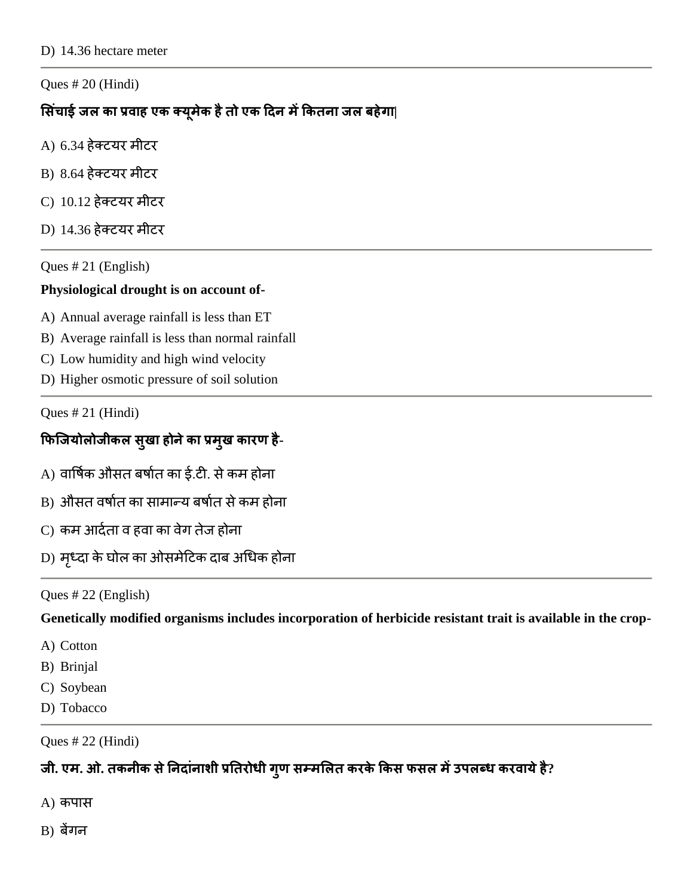D) 14.36 hectare meter

---

Ques # 20 (Hindi)

**सिंचाई जल का प्रवाह एक क्यूमेक है तो एक दिन में कितना जल बहेगा|**

A) 6.34 हेक्टयर मीटर

B) 8.64 हेक्टयर मीटर

C) 10.12 हेक्टयर मीटर

D) 14.36 हेक्टयर मीटर

---

Ques # 21 (English)

**Physiological drought is on account of-**

A) Annual average rainfall is less than ET

B) Average rainfall is less than normal rainfall

C) Low humidity and high wind velocity

D) Higher osmotic pressure of soil solution

---

Ques # 21 (Hindi)

**फिजियोलोजीकल सुखा होने का प्रमुख कारण है-**

A) वार्षिक औसत बर्षात का ई.टी. से कम होना

B) औसत वर्षात का सामान्य बर्षात से कम होना

C) कम आर्दता व हवा का वेग तेज होना

D) मृध्दा के घोल का ओसमेटिक दाब अधिक होना

---

Ques # 22 (English)

**Genetically modified organisms includes incorporation of herbicide resistant trait is available in the crop-**

A) Cotton

B) Brinjal

C) Soybean

D) Tobacco

---

Ques # 22 (Hindi)

**जी. एम. ओ. तकनीक से निदांनाशी प्रतिरोधी गुण सम्मलित करके किस फसल में उपलब्ध करवाये है?**

A) कपास

B) बेंगन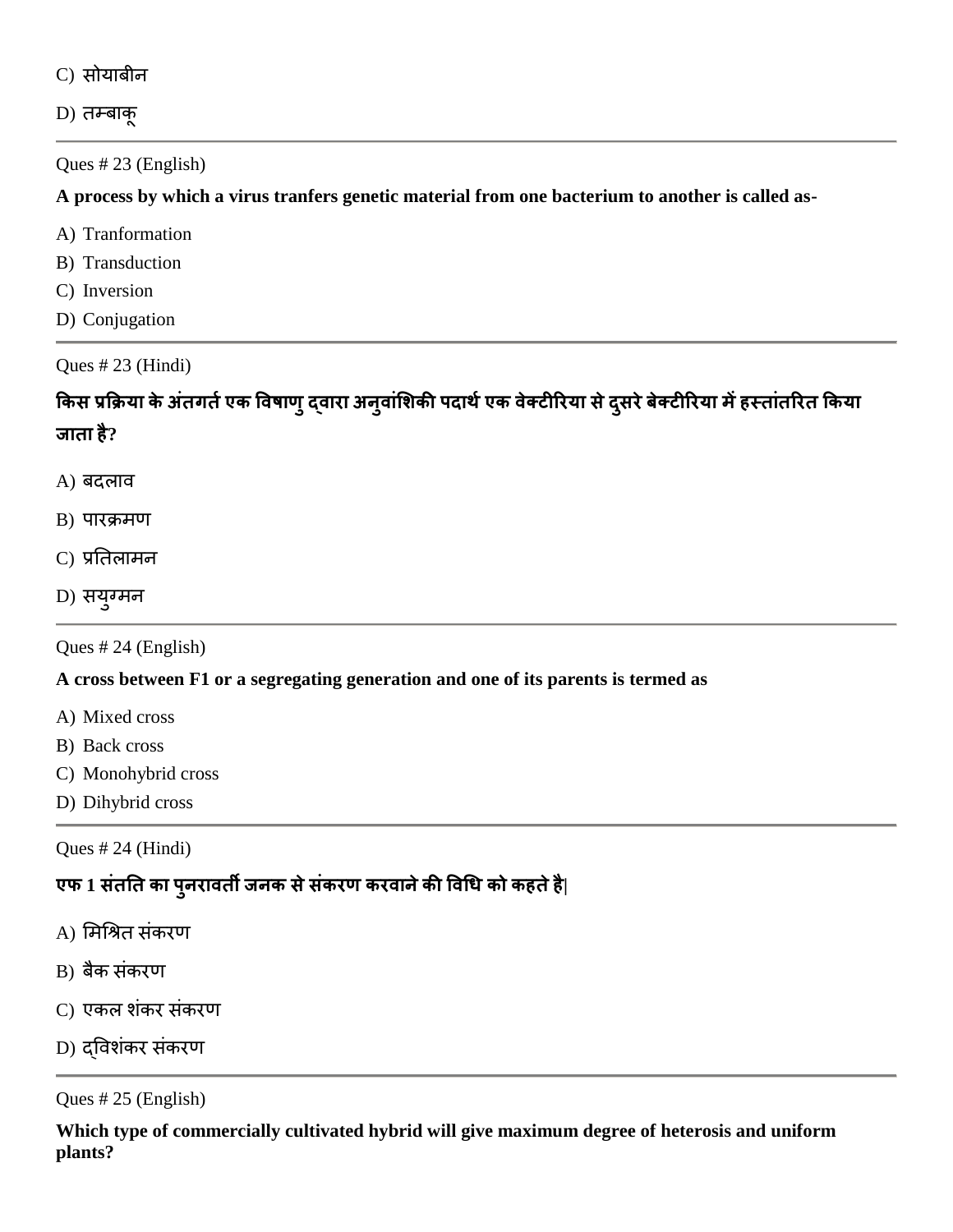C) सोयाबीन

D) तम्बाकू

---

Ques # 23 (English)

**A process by which a virus tranfers genetic material from one bacterium to another is called as-**

A) Tranformation

B) Transduction

C) Inversion

D) Conjugation

---

Ques # 23 (Hindi)

**किस प्रक्रिया के अंतगर्त एक विषाणु द्वारा अनुवांशिकी पदार्थ एक वेक्टीरिया से दुसरे बेक्टीरिया में हस्तांतरित किया जाता है?**

A) बदलाव

B) पारक्रमण

C) प्रतिलामन

D) सयुग्मन

---

Ques # 24 (English)

**A cross between F1 or a segregating generation and one of its parents is termed as**

A) Mixed cross

B) Back cross

C) Monohybrid cross

D) Dihybrid cross

---

Ques # 24 (Hindi)

**एफ 1 संतति का पुनरावर्ती जनक से संकरण करवाने की विधि को कहते है|**

A) मिश्रित संकरण

B) बैक संकरण

C) एकल शंकर संकरण

D) द्विशंकर संकरण

---

Ques # 25 (English)

**Which type of commercially cultivated hybrid will give maximum degree of heterosis and uniform plants?**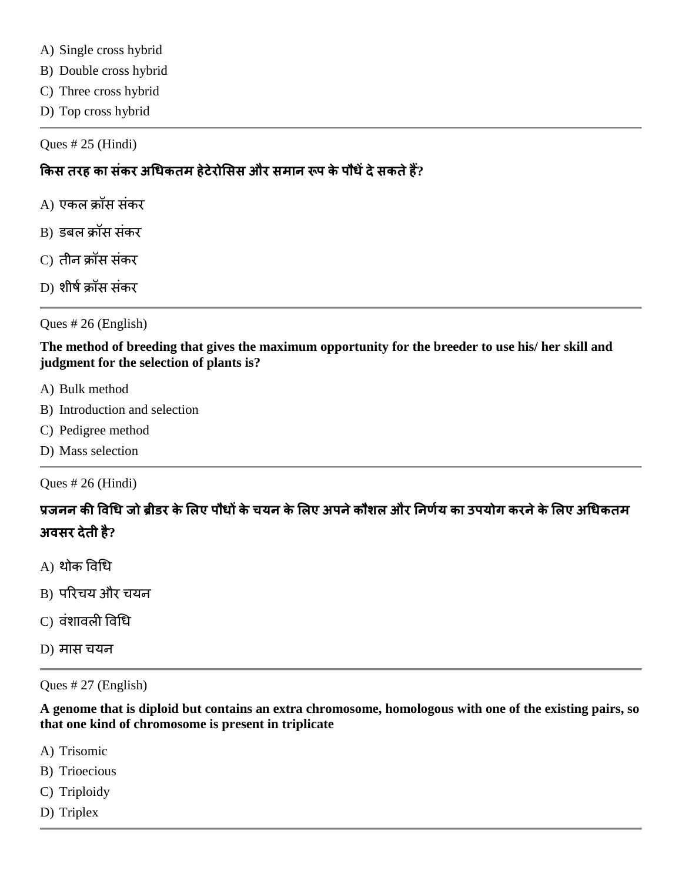A) Single cross hybrid
B) Double cross hybrid
C) Three cross hybrid
D) Top cross hybrid

---

Ques # 25 (Hindi)

**किस तरह का संकर अधिकतम हेटेरोसिस और समान रूप के पौधें दे सकते हैं?**

A) एकल क्रॉस संकर
B) डबल क्रॉस संकर
C) तीन क्रॉस संकर
D) शीर्ष क्रॉस संकर

---

Ques # 26 (English)

**The method of breeding that gives the maximum opportunity for the breeder to use his/ her skill and judgment for the selection of plants is?**

A) Bulk method
B) Introduction and selection
C) Pedigree method
D) Mass selection

---

Ques # 26 (Hindi)

**प्रजनन की विधि जो ब्रीडर के लिए पौधों के चयन के लिए अपने कौशल और निर्णय का उपयोग करने के लिए अधिकतम अवसर देती है?**

A) थोक विधि
B) परिचय और चयन
C) वंशावली विधि
D) मास चयन

---

Ques # 27 (English)

**A genome that is diploid but contains an extra chromosome, homologous with one of the existing pairs, so that one kind of chromosome is present in triplicate**

A) Trisomic
B) Trioecious
C) Triploidy
D) Triplex

---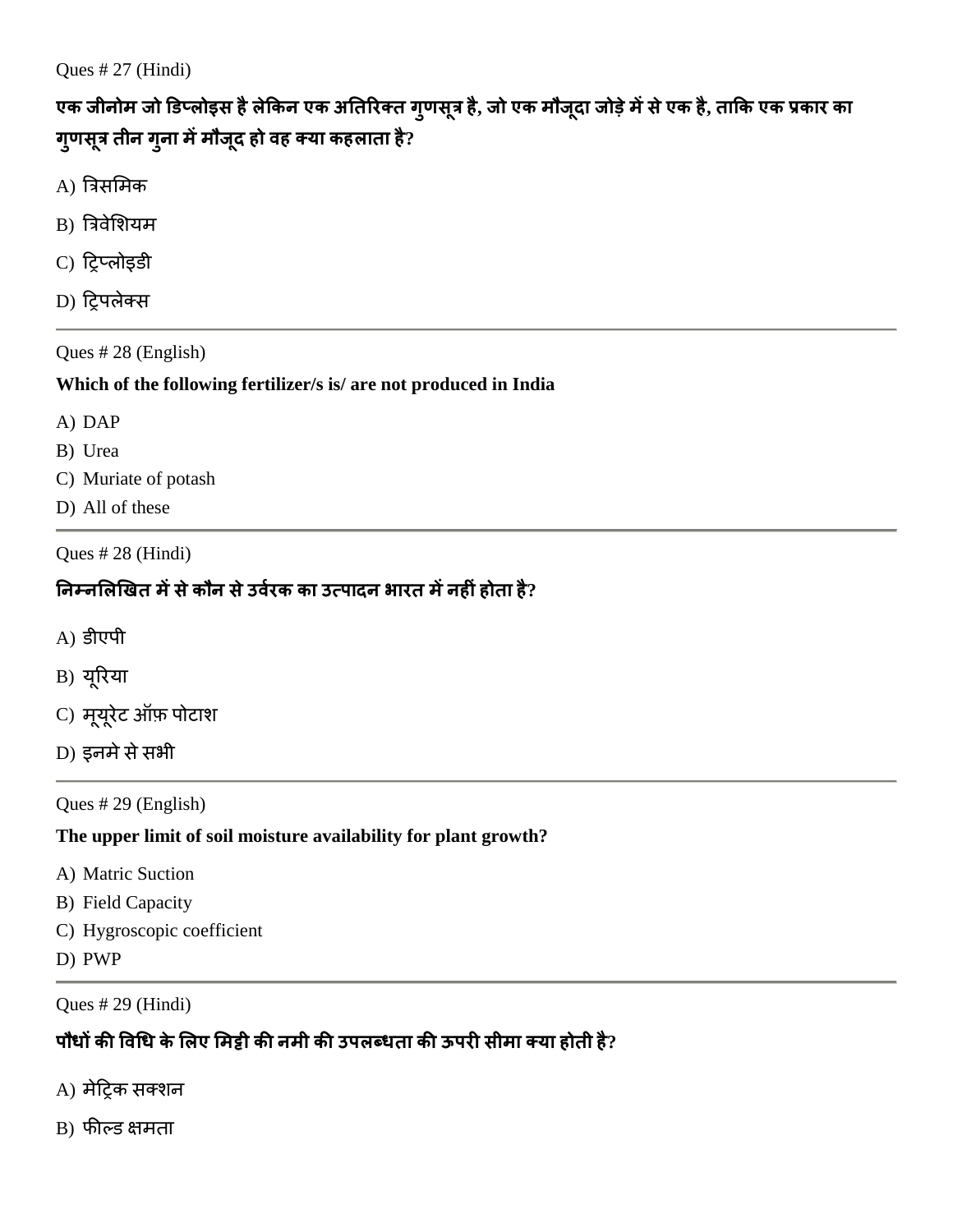Ques # 27 (Hindi)

**एक जीनोम जो डिप्लोइस है लेकिन एक अतिरिक्त गुणसूत्र है, जो एक मौजूदा जोड़े में से एक है, ताकि एक प्रकार का गुणसूत्र तीन गुना में मौजूद हो वह क्या कहलाता है?**

A) त्रिसमिक

B) त्रिवेशियम

C) ट्रिप्लोइडी

D) ट्रिपलेक्स

---

Ques # 28 (English)

**Which of the following fertilizer/s is/ are not produced in India**

A) DAP

B) Urea

C) Muriate of potash

D) All of these

---

Ques # 28 (Hindi)

**निम्नलिखित में से कौन से उर्वरक का उत्पादन भारत में नहीं होता है?**

A) डीएपी

B) यूरिया

C) मूयूरेट ऑफ़ पोटाश

D) इनमे से सभी

---

Ques # 29 (English)

**The upper limit of soil moisture availability for plant growth?**

A) Matric Suction

B) Field Capacity

C) Hygroscopic coefficient

D) PWP

---

Ques # 29 (Hindi)

**पौधों की विधि के लिए मिट्टी की नमी की उपलब्धता की ऊपरी सीमा क्या होती है?**

A) मेट्रिक सक्शन

B) फील्ड क्षमता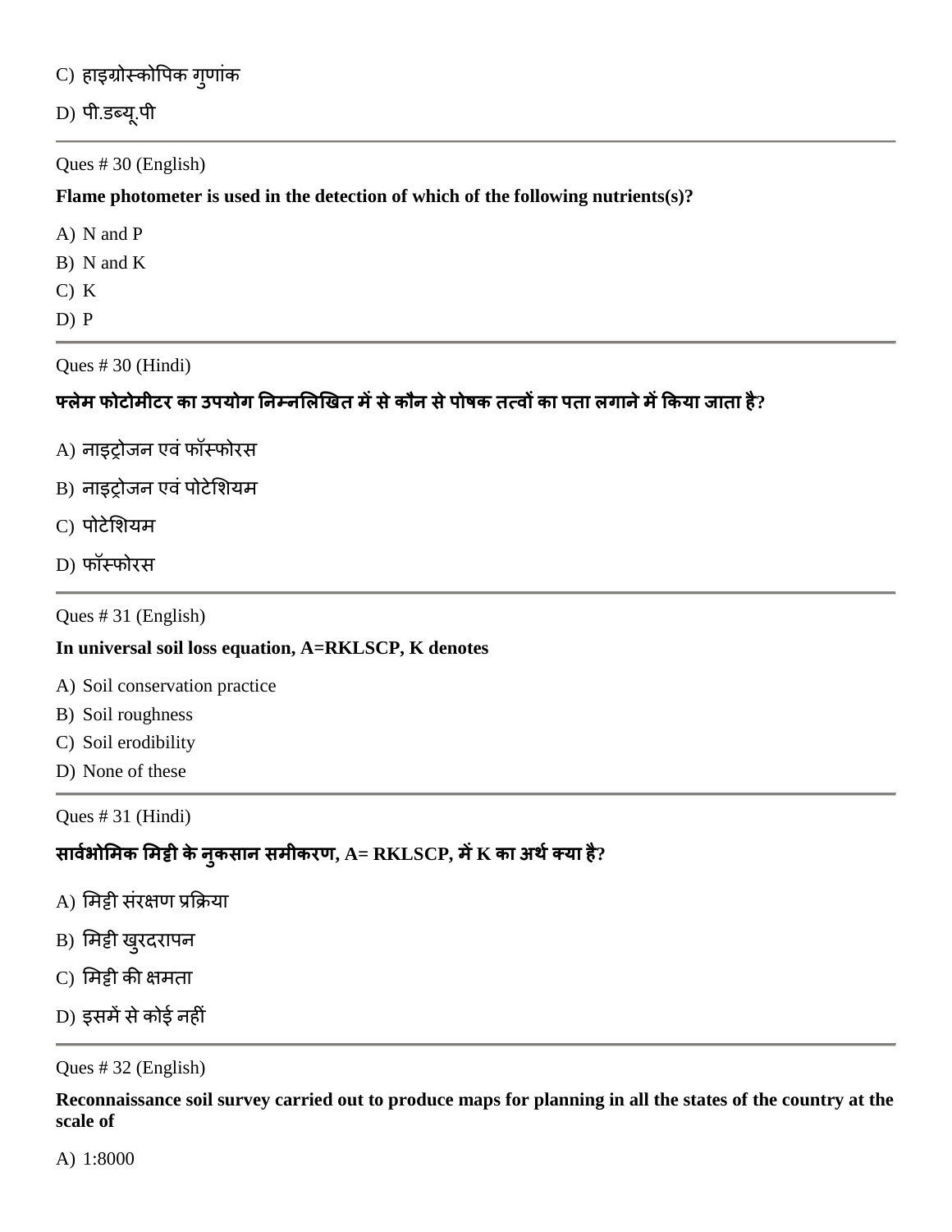C) हाइग्रोस्कोपिक गुणांक

D) पी.डब्यू.पी

---

Ques # 30 (English)

**Flame photometer is used in the detection of which of the following nutrients(s)?**

A) N and P
B) N and K
C) K
D) P

---

Ques # 30 (Hindi)

**फ्लेम फोटोमीटर का उपयोग निम्नलिखित में से कौन से पोषक तत्वों का पता लगाने में किया जाता है?**

A) नाइट्रोजन एवं फॉस्फोरस

B) नाइट्रोजन एवं पोटेशियम

C) पोटेशियम

D) फॉस्फोरस

---

Ques # 31 (English)

**In universal soil loss equation, A=RKLSCP, K denotes**

A) Soil conservation practice
B) Soil roughness
C) Soil erodibility
D) None of these

---

Ques # 31 (Hindi)

**सार्वभोमिक मिट्टी के नुकसान समीकरण, A= RKLSCP, में K का अर्थ क्या है?**

A) मिट्टी संरक्षण प्रक्रिया

B) मिट्टी खुरदरापन

C) मिट्टी की क्षमता

D) इसमें से कोई नहीं

---

Ques # 32 (English)

**Reconnaissance soil survey carried out to produce maps for planning in all the states of the country at the scale of**

A) 1:8000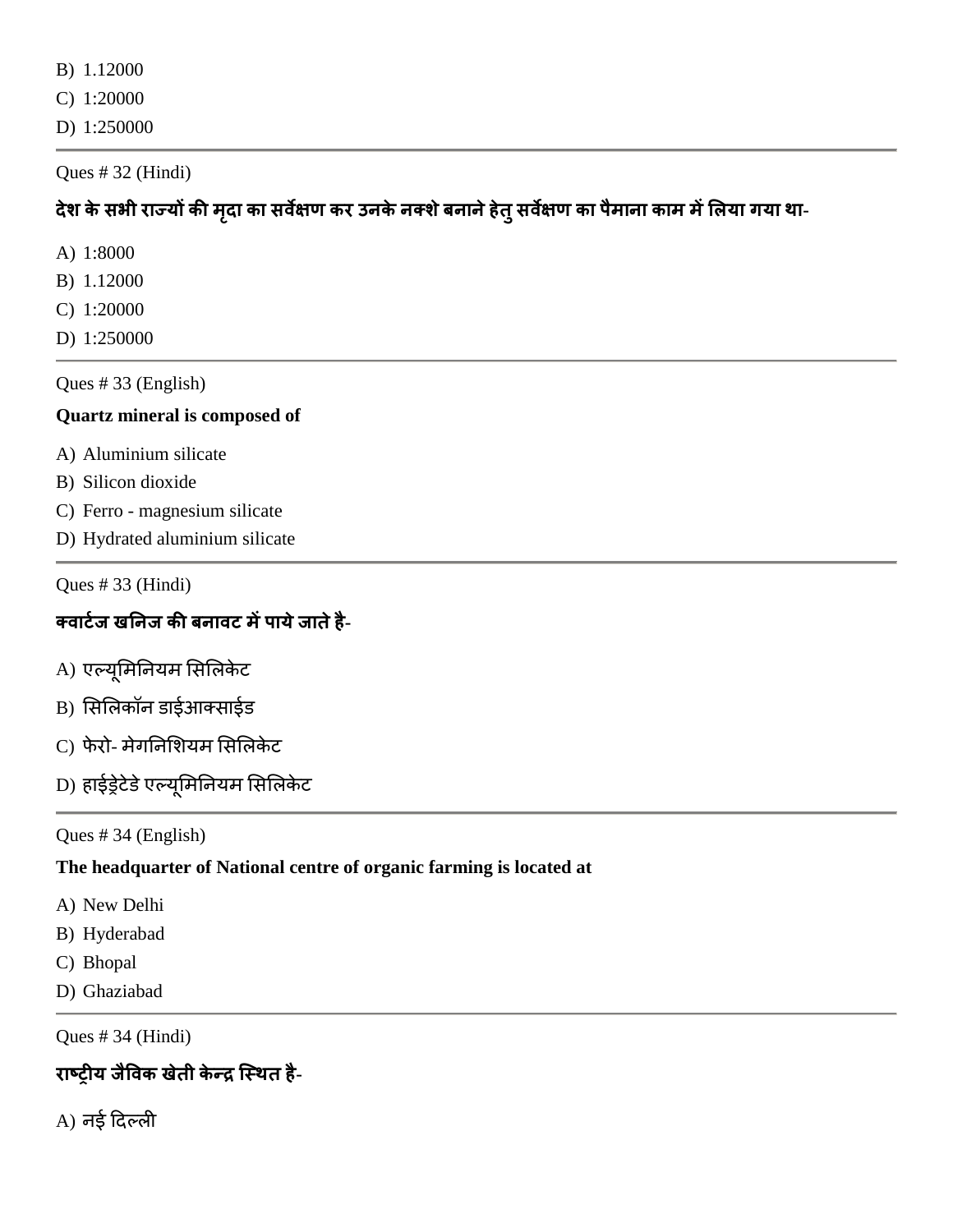B) 1.12000

C) 1:20000

D) 1:250000

---

Ques # 32 (Hindi)

**देश के सभी राज्यों की मृदा का सर्वेक्षण कर उनके नक्शे बनाने हेतु सर्वेक्षण का पैमाना काम में लिया गया था-**

A) 1:8000

B) 1.12000

C) 1:20000

D) 1:250000

---

Ques # 33 (English)

**Quartz mineral is composed of**

A) Aluminium silicate

B) Silicon dioxide

C) Ferro - magnesium silicate

D) Hydrated aluminium silicate

---

Ques # 33 (Hindi)

**क्वार्टज खनिज की बनावट में पाये जाते है-**

A) एल्यूमिनियम सिलिकेट

B) सिलिकॉन डाईआक्साईड

C) फेरो- मेगनिशियम सिलिकेट

D) हाईड्रेटेडे एल्यूमिनियम सिलिकेट

---

Ques # 34 (English)

**The headquarter of National centre of organic farming is located at**

A) New Delhi

B) Hyderabad

C) Bhopal

D) Ghaziabad

---

Ques # 34 (Hindi)

**राष्ट्रीय जैविक खेती केन्द्र स्थित है-**

A) नई दिल्ली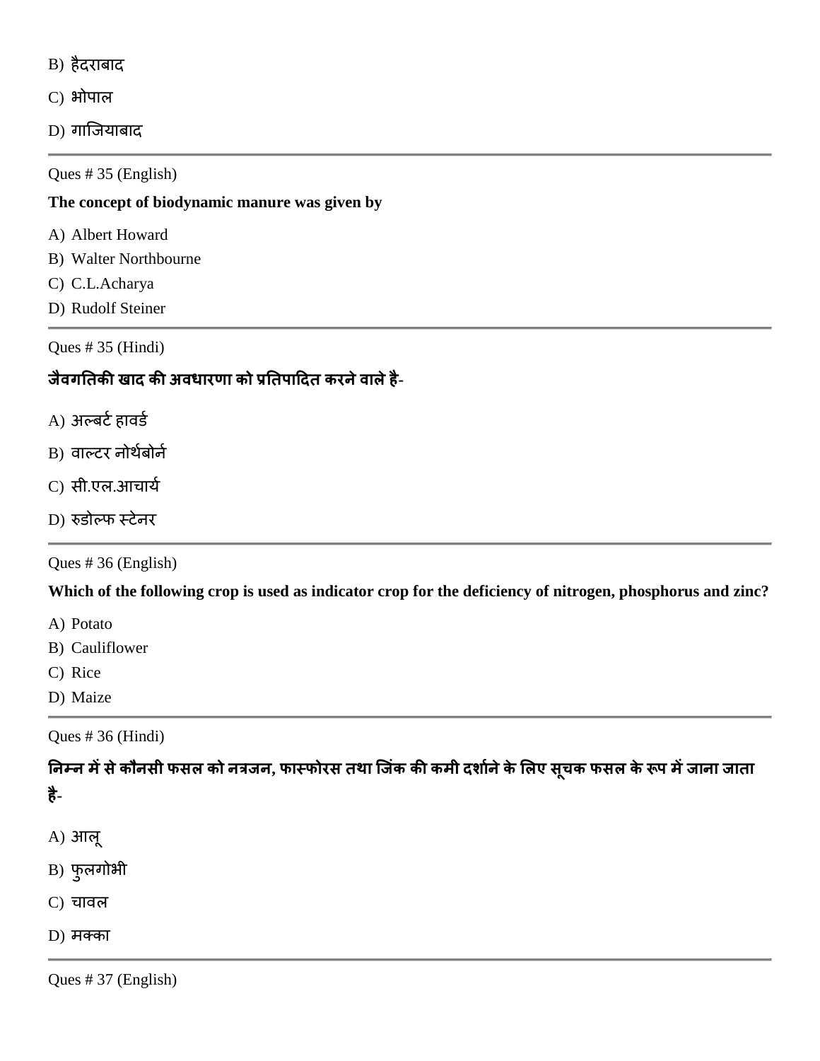B) हैदराबाद

C) भोपाल

D) गाजियाबाद

---

Ques # 35 (English)

**The concept of biodynamic manure was given by**

A) Albert Howard
B) Walter Northbourne
C) C.L.Acharya
D) Rudolf Steiner

---

Ques # 35 (Hindi)

**जैवगतिकी खाद की अवधारणा को प्रतिपादित करने वाले है-**

A) अल्बर्ट हावर्ड

B) वाल्टर नोर्थबोर्न

C) सी.एल.आचार्य

D) रुडोल्फ स्टेनर

---

Ques # 36 (English)

**Which of the following crop is used as indicator crop for the deficiency of nitrogen, phosphorus and zinc?**

A) Potato
B) Cauliflower
C) Rice
D) Maize

---

Ques # 36 (Hindi)

**निम्न में से कौनसी फसल को नत्रजन, फास्फोरस तथा जिंक की कमी दर्शाने के लिए सूचक फसल के रूप में जाना जाता है-**

A) आलू

B) फुलगोभी

C) चावल

D) मक्का

---

Ques # 37 (English)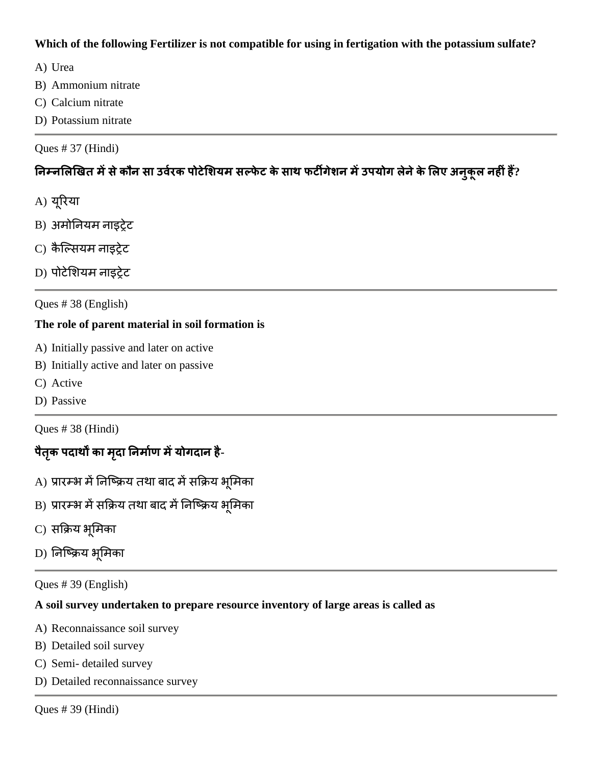**Which of the following Fertilizer is not compatible for using in fertigation with the potassium sulfate?**

A) Urea

B) Ammonium nitrate

C) Calcium nitrate

D) Potassium nitrate

---

Ques # 37 (Hindi)

**निम्नलिखित में से कौन सा उर्वरक पोटेशियम सल्फेट के साथ फर्टीगेशन में उपयोग लेने के लिए अनुकूल नहीं हैं?**

A) यूरिया

B) अमोनियम नाइट्रेट

C) कैल्सियम नाइट्रेट

D) पोटेशियम नाइट्रेट

---

Ques # 38 (English)

**The role of parent material in soil formation is**

A) Initially passive and later on active

B) Initially active and later on passive

C) Active

D) Passive

---

Ques # 38 (Hindi)

**पैतृक पदार्थों का मृदा निर्माण में योगदान है-**

A) प्रारम्भ में निष्क्रिय तथा बाद में सक्रिय भूमिका

B) प्रारम्भ में सक्रिय तथा बाद में निष्क्रिय भूमिका

C) सक्रिय भूमिका

D) निष्क्रिय भूमिका

---

Ques # 39 (English)

**A soil survey undertaken to prepare resource inventory of large areas is called as**

A) Reconnaissance soil survey

B) Detailed soil survey

C) Semi- detailed survey

D) Detailed reconnaissance survey

---

Ques # 39 (Hindi)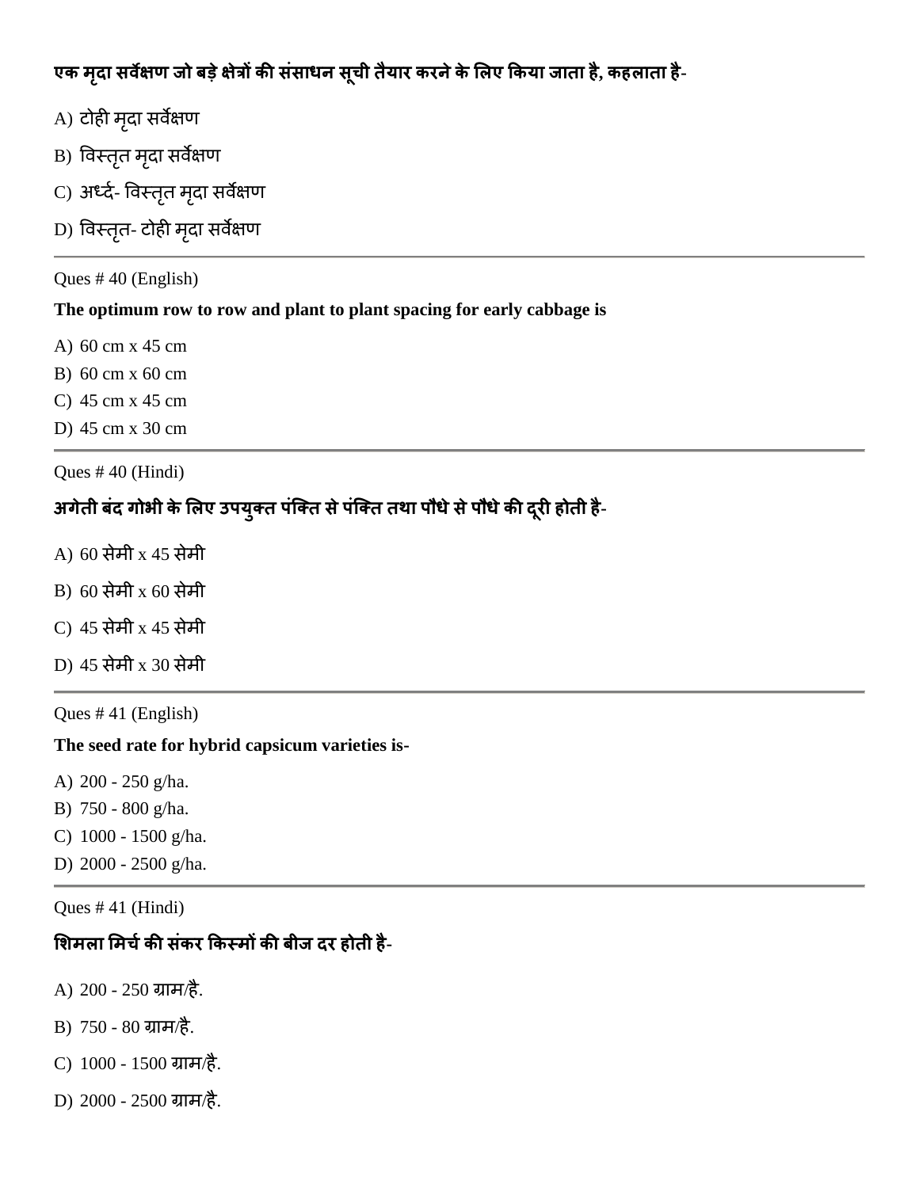**एक मृदा सर्वेक्षण जो बड़े क्षेत्रों की संसाधन सूची तैयार करने के लिए किया जाता है, कहलाता है-**

A) टोही मृदा सर्वेक्षण

B) विस्तृत मृदा सर्वेक्षण

C) अर्ध्द- विस्तृत मृदा सर्वेक्षण

D) विस्तृत- टोही मृदा सर्वेक्षण

---

Ques # 40 (English)

**The optimum row to row and plant to plant spacing for early cabbage is**

A) 60 cm x 45 cm

B) 60 cm x 60 cm

C) 45 cm x 45 cm

D) 45 cm x 30 cm

---

Ques # 40 (Hindi)

**अगेती बंद गोभी के लिए उपयुक्त पंक्ति से पंक्ति तथा पौधे से पौधे की दूरी होती है-**

A) 60 सेमी x 45 सेमी

B) 60 सेमी x 60 सेमी

C) 45 सेमी x 45 सेमी

D) 45 सेमी x 30 सेमी

---

Ques # 41 (English)

**The seed rate for hybrid capsicum varieties is-**

A) 200 - 250 g/ha.

B) 750 - 800 g/ha.

C) 1000 - 1500 g/ha.

D) 2000 - 2500 g/ha.

---

Ques # 41 (Hindi)

**शिमला मिर्च की संकर किस्मों की बीज दर होती है-**

A) 200 - 250 ग्राम/है.

B) 750 - 80 ग्राम/है.

C) 1000 - 1500 ग्राम/है.

D) 2000 - 2500 ग्राम/है.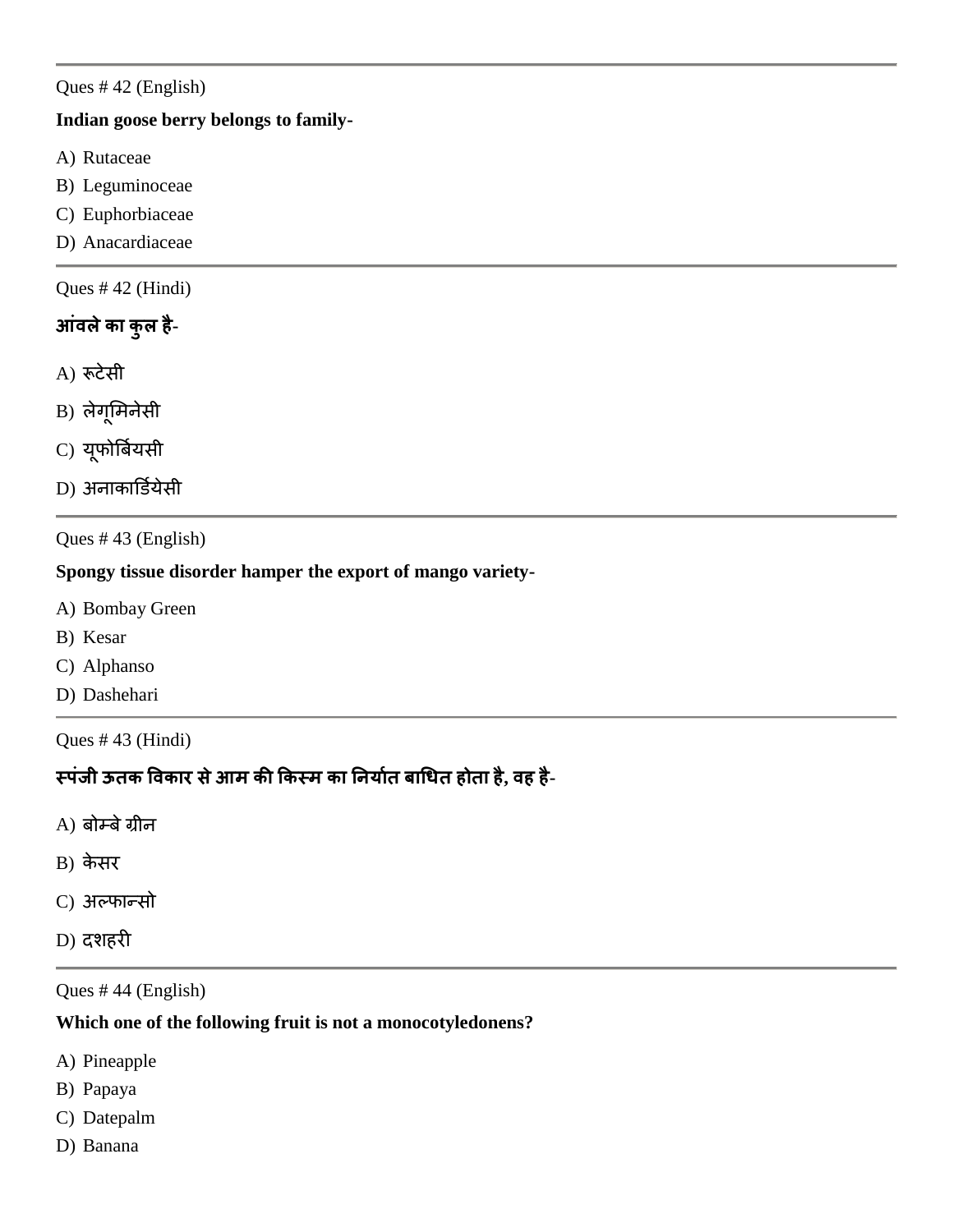Ques # 42 (English)

**Indian goose berry belongs to family-**

A) Rutaceae

B) Leguminoceae

C) Euphorbiaceae

D) Anacardiaceae

Ques # 42 (Hindi)

**आंवले का कुल है-**

A) रूटेसी

B) लेगूमिनेसी

C) यूफोर्बियसी

D) अनाकार्डियेसी

Ques # 43 (English)

**Spongy tissue disorder hamper the export of mango variety-**

A) Bombay Green

B) Kesar

C) Alphanso

D) Dashehari

Ques # 43 (Hindi)

**स्पंजी ऊतक विकार से आम की किस्म का निर्यात बाधित होता है, वह है-**

A) बोम्बे ग्रीन

B) केसर

C) अल्फान्सो

D) दशहरी

Ques # 44 (English)

**Which one of the following fruit is not a monocotyledonens?**

A) Pineapple

B) Papaya

C) Datepalm

D) Banana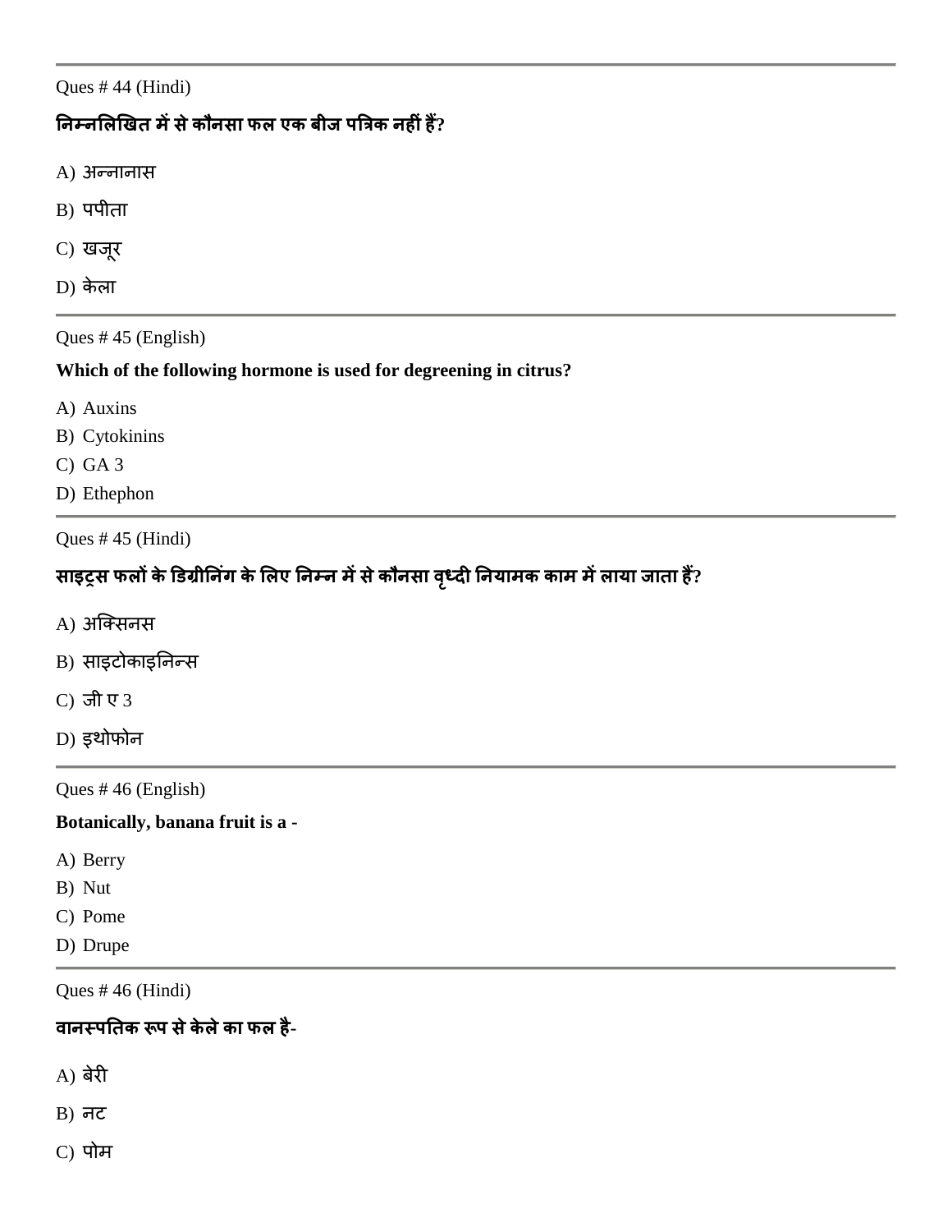---

Ques # 44 (Hindi)

**निम्नलिखित में से कौनसा फल एक बीज पत्रिक नहीं हैं?**

A) अन्नानास

B) पपीता

C) खजूर

D) केला

---

Ques # 45 (English)

**Which of the following hormone is used for degreening in citrus?**

A) Auxins

B) Cytokinins

C) GA 3

D) Ethephon

---

Ques # 45 (Hindi)

**साइट्रस फलों के डिग्रीनिंग के लिए निम्न में से कौनसा वृध्दी नियामक काम में लाया जाता हैं?**

A) अक्सिनस

B) साइटोकाइनिन्स

C) जी ए 3

D) इथोफोन

---

Ques # 46 (English)

**Botanically, banana fruit is a -**

A) Berry

B) Nut

C) Pome

D) Drupe

---

Ques # 46 (Hindi)

**वानस्पतिक रूप से केले का फल है-**

A) बेरी

B) नट

C) पोम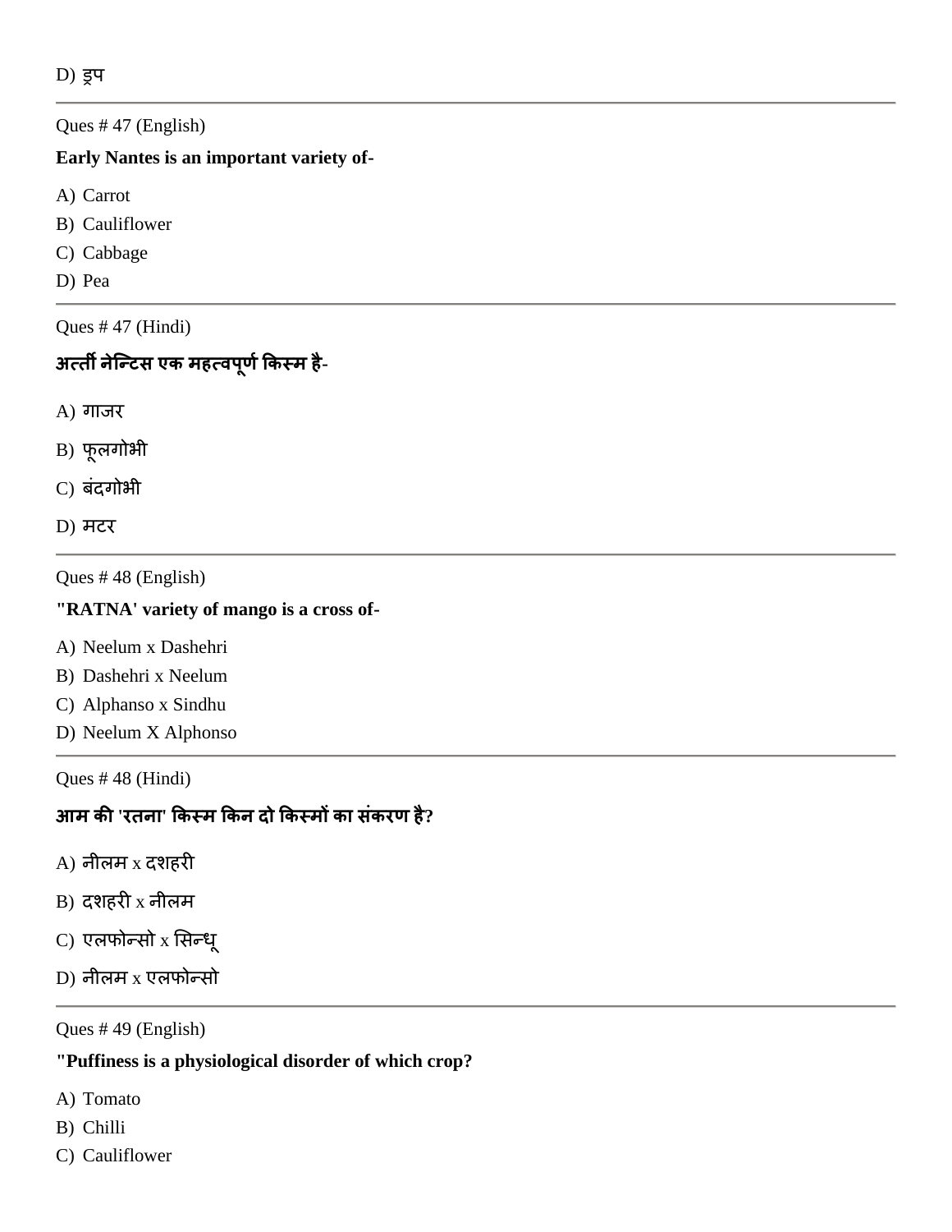D) ड्रप

---

Ques # 47 (English)

**Early Nantes is an important variety of-**

A) Carrot
B) Cauliflower
C) Cabbage
D) Pea

---

Ques # 47 (Hindi)

**अर्त्ती नेन्टिस एक महत्वपूर्ण किस्म है-**

A) गाजर

B) फूलगोभी

C) बंदगोभी

D) मटर

---

Ques # 48 (English)

**"RATNA' variety of mango is a cross of-**

A) Neelum x Dashehri
B) Dashehri x Neelum
C) Alphanso x Sindhu
D) Neelum X Alphonso

---

Ques # 48 (Hindi)

**आम की 'रतना' किस्म किन दो किस्मों का संकरण है?**

A) नीलम x दशहरी

B) दशहरी x नीलम

C) एलफोन्सो x सिन्धू

D) नीलम x एलफोन्सो

---

Ques # 49 (English)

**"Puffiness is a physiological disorder of which crop?**

A) Tomato
B) Chilli
C) Cauliflower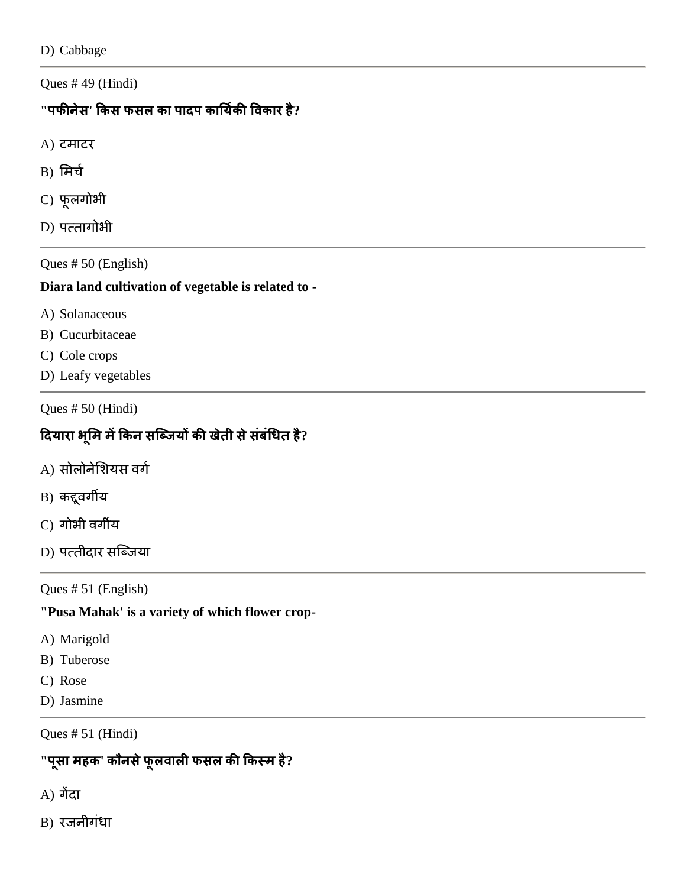D) Cabbage

---

Ques # 49 (Hindi)

**"पफीनेस' किस फसल का पादप कार्यिकी विकार है?**

A) टमाटर

B) मिर्च

C) फूलगोभी

D) पत्तागोभी

---

Ques # 50 (English)

**Diara land cultivation of vegetable is related to -**

A) Solanaceous

B) Cucurbitaceae

C) Cole crops

D) Leafy vegetables

---

Ques # 50 (Hindi)

**दियारा भूमि में किन सब्जियों की खेती से संबंधित है?**

A) सोलोनेशियस वर्ग

B) कद्दूवर्गीय

C) गोभी वर्गीय

D) पत्तीदार सब्जिया

---

Ques # 51 (English)

**"Pusa Mahak' is a variety of which flower crop-**

A) Marigold

B) Tuberose

C) Rose

D) Jasmine

---

Ques # 51 (Hindi)

**"पूसा महक' कौनसे फूलवाली फसल की किस्म है?**

A) गेंदा

B) रजनीगंधा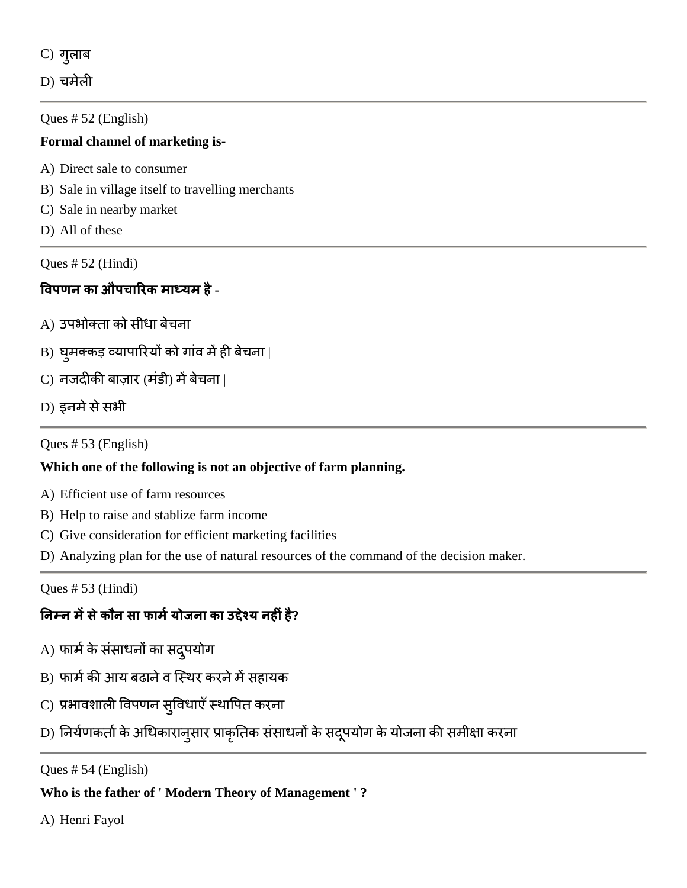C) गुलाब

D) चमेली

---

Ques # 52 (English)

**Formal channel of marketing is-**

A) Direct sale to consumer
B) Sale in village itself to travelling merchants
C) Sale in nearby market
D) All of these

---

Ques # 52 (Hindi)

**विपणन का औपचारिक माध्यम है -**

A) उपभोक्ता को सीधा बेचना

B) घुमक्कड़ व्यापारियों को गांव में ही बेचना |

C) नजदीकी बाज़ार (मंडी) में बेचना |

D) इनमे से सभी

---

Ques # 53 (English)

**Which one of the following is not an objective of farm planning.**

A) Efficient use of farm resources
B) Help to raise and stablize farm income
C) Give consideration for efficient marketing facilities
D) Analyzing plan for the use of natural resources of the command of the decision maker.

---

Ques # 53 (Hindi)

**निम्न में से कौन सा फार्म योजना का उद्देश्य नहीं है?**

A) फार्म के संसाधनों का सदुपयोग

B) फार्म की आय बढाने व स्थिर करने में सहायक

C) प्रभावशाली विपणन सुविधाएँ स्थापित करना

D) निर्यणकर्ता के अधिकारानुसार प्राकृतिक संसाधनों के सदूपयोग के योजना की समीक्षा करना

---

Ques # 54 (English)

**Who is the father of ' Modern Theory of Management ' ?**

A) Henri Fayol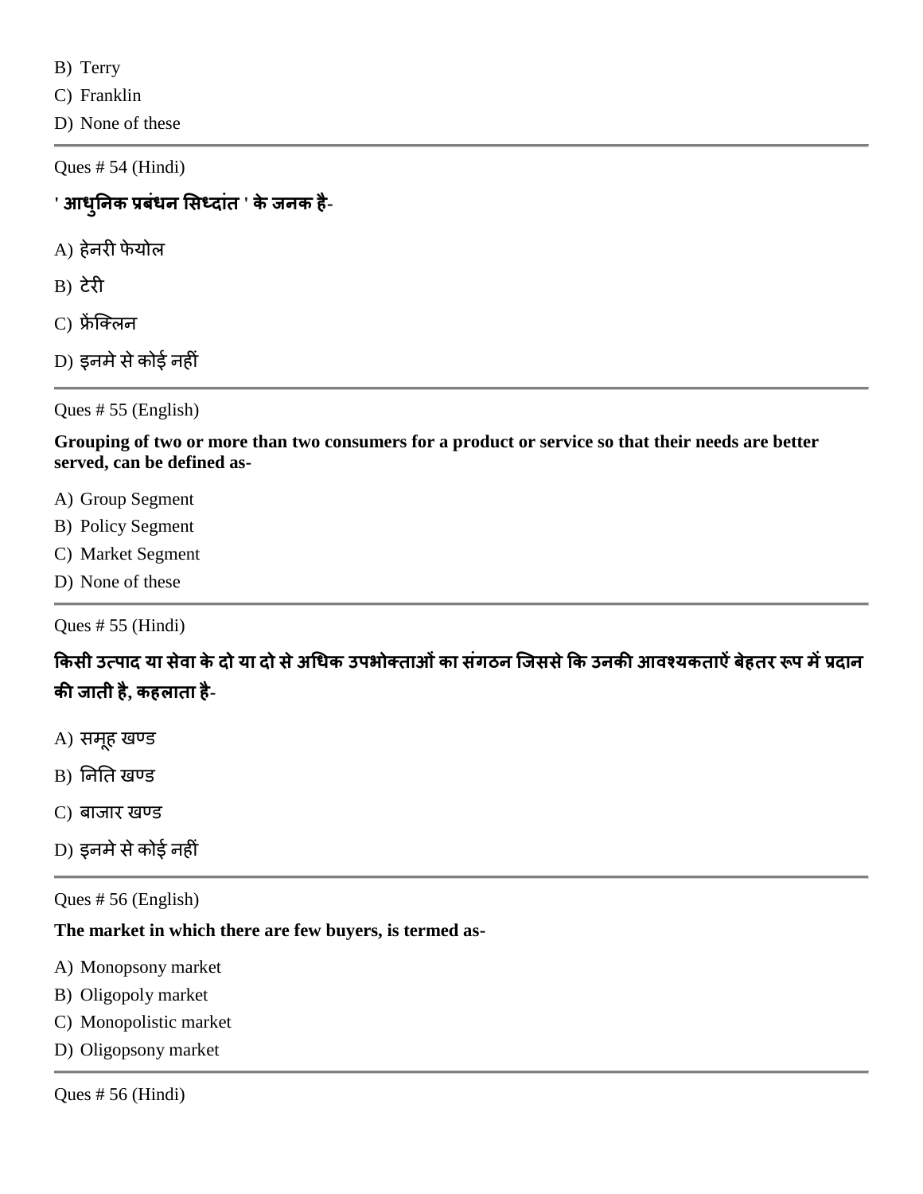B) Terry

C) Franklin

D) None of these

---

Ques # 54 (Hindi)

**' आधुनिक प्रबंधन सिध्दांत ' के जनक है-**

A) हेनरी फेयोल

B) टेरी

C) फ्रेंक्लिन

D) इनमे से कोई नहीं

---

Ques # 55 (English)

**Grouping of two or more than two consumers for a product or service so that their needs are better served, can be defined as-**

A) Group Segment

B) Policy Segment

C) Market Segment

D) None of these

---

Ques # 55 (Hindi)

**किसी उत्पाद या सेवा के दो या दो से अधिक उपभोक्ताओं का संगठन जिससे कि उनकी आवश्यकताऐं बेहतर रूप में प्रदान की जाती है, कहलाता है-**

A) समूह खण्ड

B) निति खण्ड

C) बाजार खण्ड

D) इनमे से कोई नहीं

---

Ques # 56 (English)

**The market in which there are few buyers, is termed as-**

A) Monopsony market

B) Oligopoly market

C) Monopolistic market

D) Oligopsony market

---

Ques # 56 (Hindi)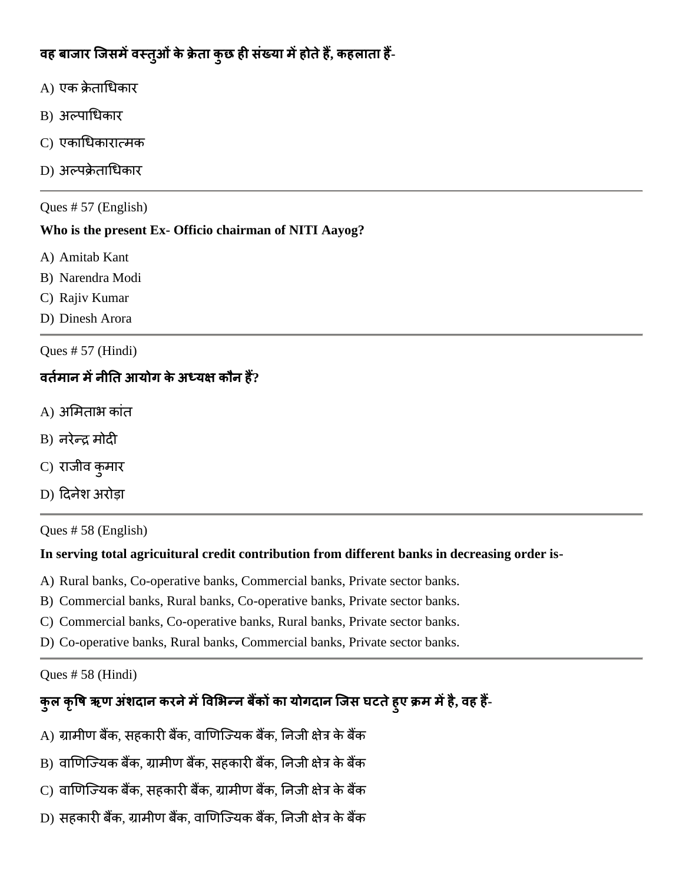**वह बाजार जिसमें वस्तुओं के क्रेता कुछ ही संख्या में होते हैं, कहलाता हैं-**

A) एक क्रेताधिकार

B) अल्पाधिकार

C) एकाधिकारात्मक

D) अल्पक्रेताधिकार

---

Ques # 57 (English)

**Who is the present Ex- Officio chairman of NITI Aayog?**

A) Amitab Kant

B) Narendra Modi

C) Rajiv Kumar

D) Dinesh Arora

---

Ques # 57 (Hindi)

**वर्तमान में नीति आयोग के अध्यक्ष कौन हैं?**

A) अमिताभ कांत

B) नरेन्द्र मोदी

C) राजीव कुमार

D) दिनेश अरोड़ा

---

Ques # 58 (English)

**In serving total agricuitural credit contribution from different banks in decreasing order is-**

A) Rural banks, Co-operative banks, Commercial banks, Private sector banks.

B) Commercial banks, Rural banks, Co-operative banks, Private sector banks.

C) Commercial banks, Co-operative banks, Rural banks, Private sector banks.

D) Co-operative banks, Rural banks, Commercial banks, Private sector banks.

---

Ques # 58 (Hindi)

**कुल कृषि ऋण अंशदान करने में विभिन्न बैंकों का योगदान जिस घटते हुए क्रम में है, वह हैं-**

A) ग्रामीण बैंक, सहकारी बैंक, वाणिज्यिक बैंक, निजी क्षेत्र के बैंक

B) वाणिज्यिक बैंक, ग्रामीण बैंक, सहकारी बैंक, निजी क्षेत्र के बैंक

C) वाणिज्यिक बैंक, सहकारी बैंक, ग्रामीण बैंक, निजी क्षेत्र के बैंक

D) सहकारी बैंक, ग्रामीण बैंक, वाणिज्यिक बैंक, निजी क्षेत्र के बैंक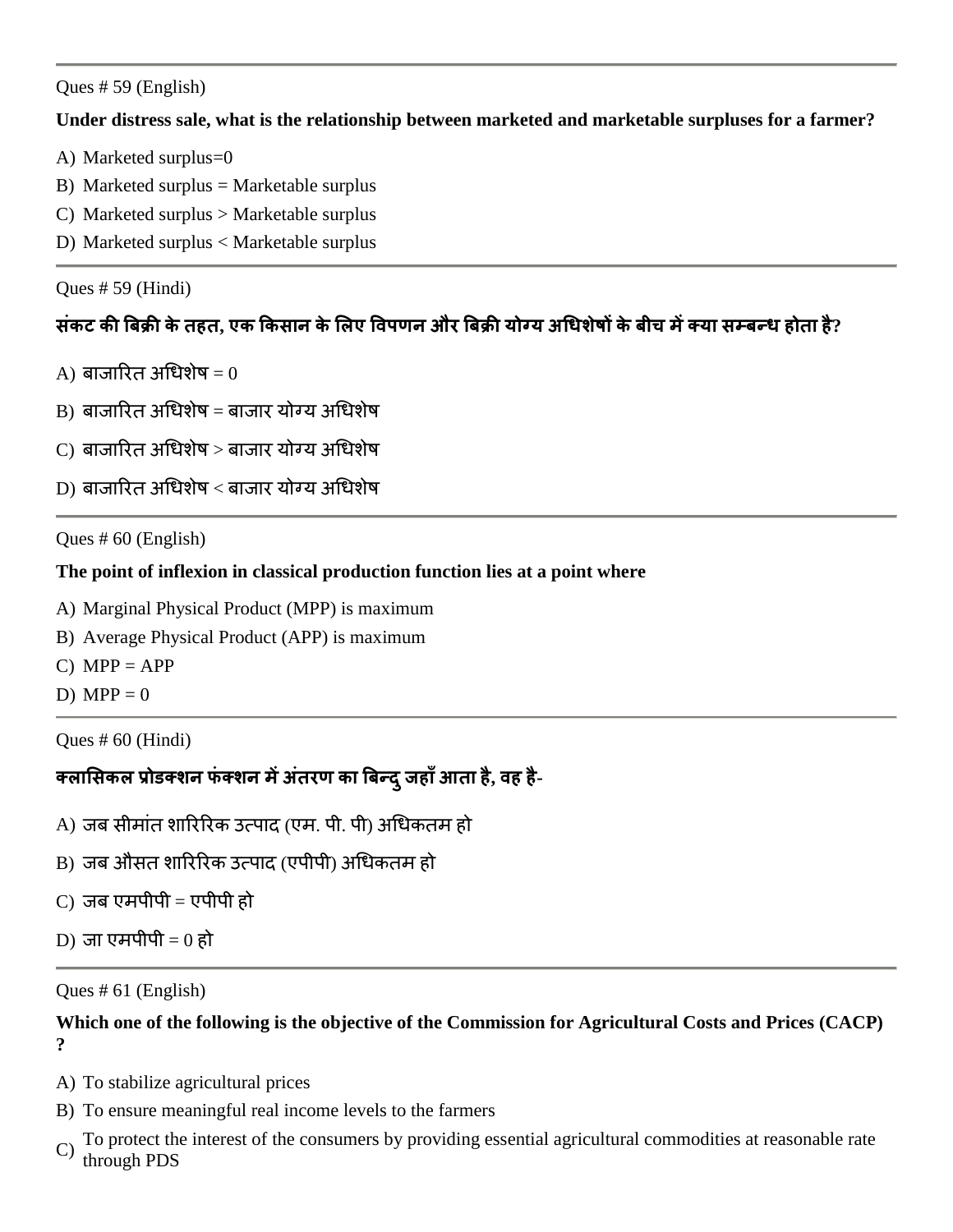Ques # 59 (English)

**Under distress sale, what is the relationship between marketed and marketable surpluses for a farmer?**

A) Marketed surplus=0

B) Marketed surplus = Marketable surplus

C) Marketed surplus > Marketable surplus

D) Marketed surplus < Marketable surplus

---

Ques # 59 (Hindi)

**संकट की बिक्री के तहत, एक किसान के लिए विपणन और बिक्री योग्य अधिशेषों के बीच में क्या सम्बन्ध होता है?**

A) बाजारित अधिशेष = 0

B) बाजारित अधिशेष = बाजार योग्य अधिशेष

C) बाजारित अधिशेष > बाजार योग्य अधिशेष

D) बाजारित अधिशेष < बाजार योग्य अधिशेष

---

Ques # 60 (English)

**The point of inflexion in classical production function lies at a point where**

A) Marginal Physical Product (MPP) is maximum

B) Average Physical Product (APP) is maximum

C) MPP = APP

D) MPP = 0

---

Ques # 60 (Hindi)

**क्लासिकल प्रोडक्शन फंक्शन में अंतरण का बिन्दु जहाँ आता है, वह है-**

A) जब सीमांत शारिरिक उत्पाद (एम. पी. पी) अधिकतम हो

B) जब औसत शारिरिक उत्पाद (एपीपी) अधिकतम हो

C) जब एमपीपी = एपीपी हो

D) जा एमपीपी = 0 हो

---

Ques # 61 (English)

**Which one of the following is the objective of the Commission for Agricultural Costs and Prices (CACP) ?**

A) To stabilize agricultural prices

B) To ensure meaningful real income levels to the farmers

C) To protect the interest of the consumers by providing essential agricultural commodities at reasonable rate through PDS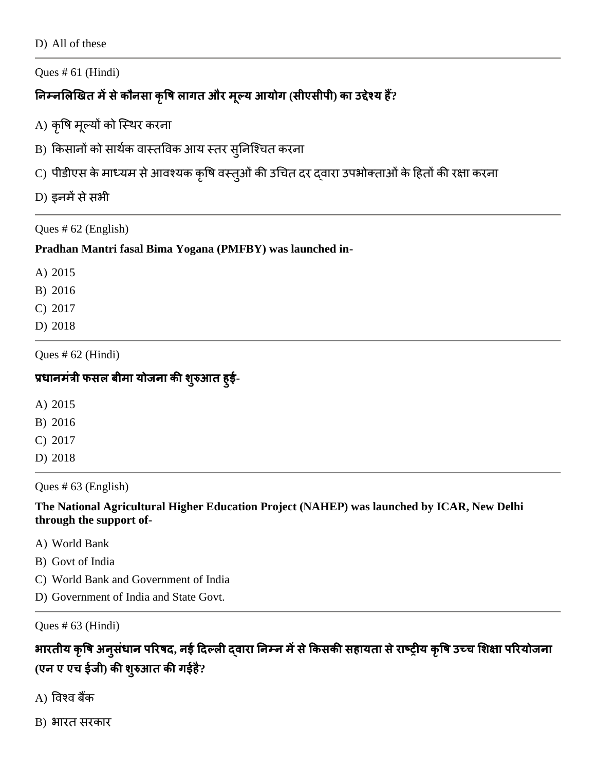D) All of these

Ques # 61 (Hindi)

**निम्नलिखित में से कौनसा कृषि लागत और मूल्य आयोग (सीएसीपी) का उद्देश्य हैं?**

A) कृषि मूल्यों को स्थिर करना

B) किसानों को सार्थक वास्तविक आय स्तर सुनिश्चित करना

C) पीडीएस के माध्यम से आवश्यक कृषि वस्तुओं की उचित दर द्वारा उपभोक्ताओं के हितों की रक्षा करना

D) इनमें से सभी

Ques # 62 (English)

**Pradhan Mantri fasal Bima Yogana (PMFBY) was launched in-**

A) 2015
B) 2016
C) 2017
D) 2018

Ques # 62 (Hindi)

**प्रधानमंत्री फसल बीमा योजना की शुरुआत हुई-**

A) 2015
B) 2016
C) 2017
D) 2018

Ques # 63 (English)

**The National Agricultural Higher Education Project (NAHEP) was launched by ICAR, New Delhi through the support of-**

A) World Bank
B) Govt of India
C) World Bank and Government of India
D) Government of India and State Govt.

Ques # 63 (Hindi)

**भारतीय कृषि अनुसंधान परिषद, नई दिल्ली द्वारा निम्न में से किसकी सहायता से राष्ट्रीय कृषि उच्च शिक्षा परियोजना (एन ए एच ईजी) की शुरुआत की गईहै?**

A) विश्व बैंक

B) भारत सरकार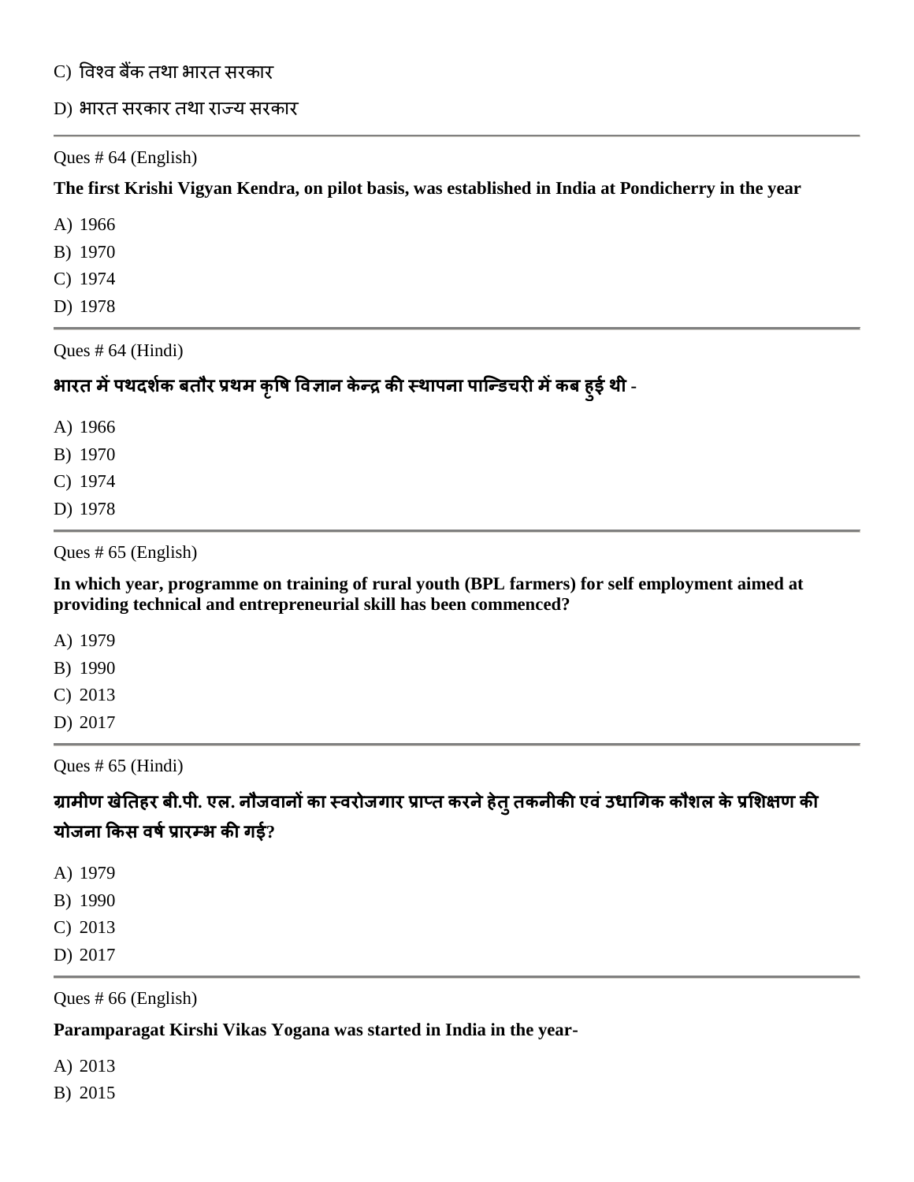C) विश्व बैंक तथा भारत सरकार

D) भारत सरकार तथा राज्य सरकार

---

Ques # 64 (English)

**The first Krishi Vigyan Kendra, on pilot basis, was established in India at Pondicherry in the year**

A) 1966
B) 1970
C) 1974
D) 1978

---

Ques # 64 (Hindi)

**भारत में पथदर्शक बतौर प्रथम कृषि विज्ञान केन्द्र की स्थापना पान्डिचरी में कब हुई थी -**

A) 1966
B) 1970
C) 1974
D) 1978

---

Ques # 65 (English)

**In which year, programme on training of rural youth (BPL farmers) for self employment aimed at providing technical and entrepreneurial skill has been commenced?**

A) 1979
B) 1990
C) 2013
D) 2017

---

Ques # 65 (Hindi)

**ग्रामीण खेतिहर बी.पी. एल. नौजवानों का स्वरोजगार प्राप्त करने हेतु तकनीकी एवं उधागिक कौशल के प्रशिक्षण की योजना किस वर्ष प्रारम्भ की गई?**

A) 1979
B) 1990
C) 2013
D) 2017

---

Ques # 66 (English)

**Paramparagat Kirshi Vikas Yogana was started in India in the year-**

A) 2013
B) 2015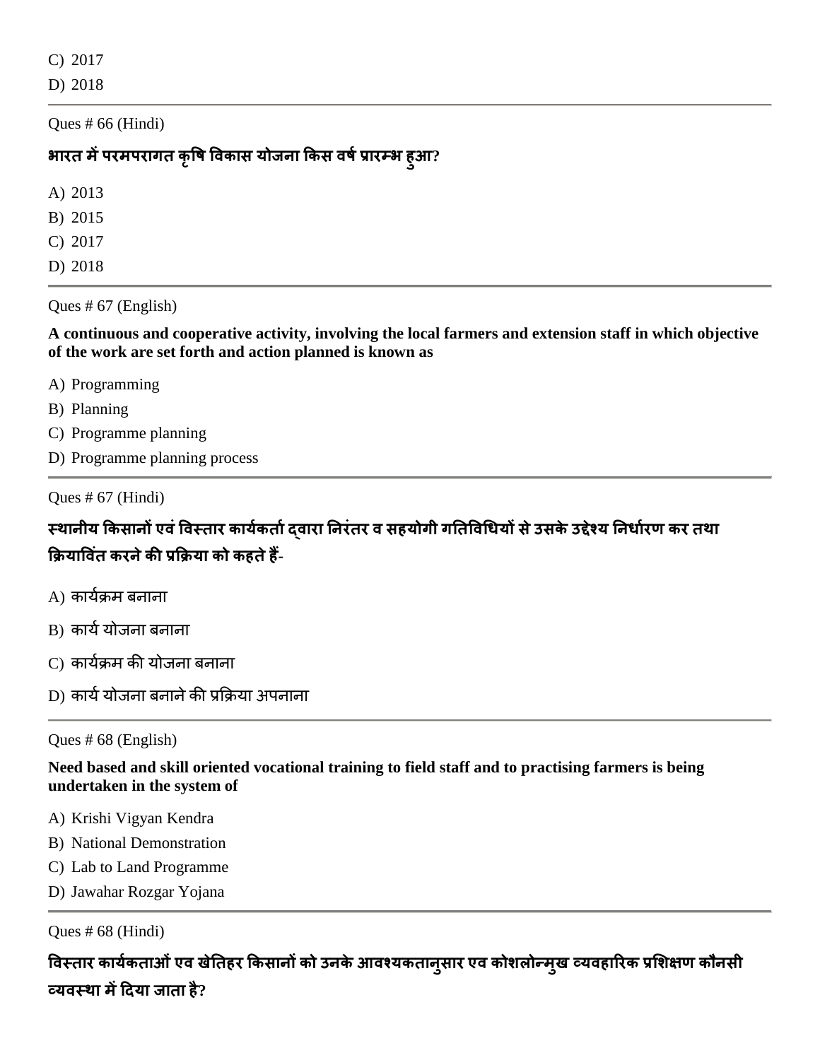C) 2017

D) 2018

---

Ques # 66 (Hindi)

**भारत में परमपरागत कृषि विकास योजना किस वर्ष प्रारम्भ हुआ?**

A) 2013

B) 2015

C) 2017

D) 2018

---

Ques # 67 (English)

**A continuous and cooperative activity, involving the local farmers and extension staff in which objective of the work are set forth and action planned is known as**

A) Programming

B) Planning

C) Programme planning

D) Programme planning process

---

Ques # 67 (Hindi)

**स्थानीय किसानों एवं विस्तार कार्यकर्ता द्वारा निरंतर व सहयोगी गतिविधियों से उसके उद्देश्य निर्धारण कर तथा क्रियाविंत करने की प्रक्रिया को कहते हैं-**

A) कार्यक्रम बनाना

B) कार्य योजना बनाना

C) कार्यक्रम की योजना बनाना

D) कार्य योजना बनाने की प्रक्रिया अपनाना

---

Ques # 68 (English)

**Need based and skill oriented vocational training to field staff and to practising farmers is being undertaken in the system of**

A) Krishi Vigyan Kendra

B) National Demonstration

C) Lab to Land Programme

D) Jawahar Rozgar Yojana

---

Ques # 68 (Hindi)

**विस्तार कार्यकताओं एव खेतिहर किसानों को उनके आवश्यकतानुसार एव कोशलोन्मुख व्यवहारिक प्रशिक्षण कौनसी व्यवस्था में दिया जाता है?**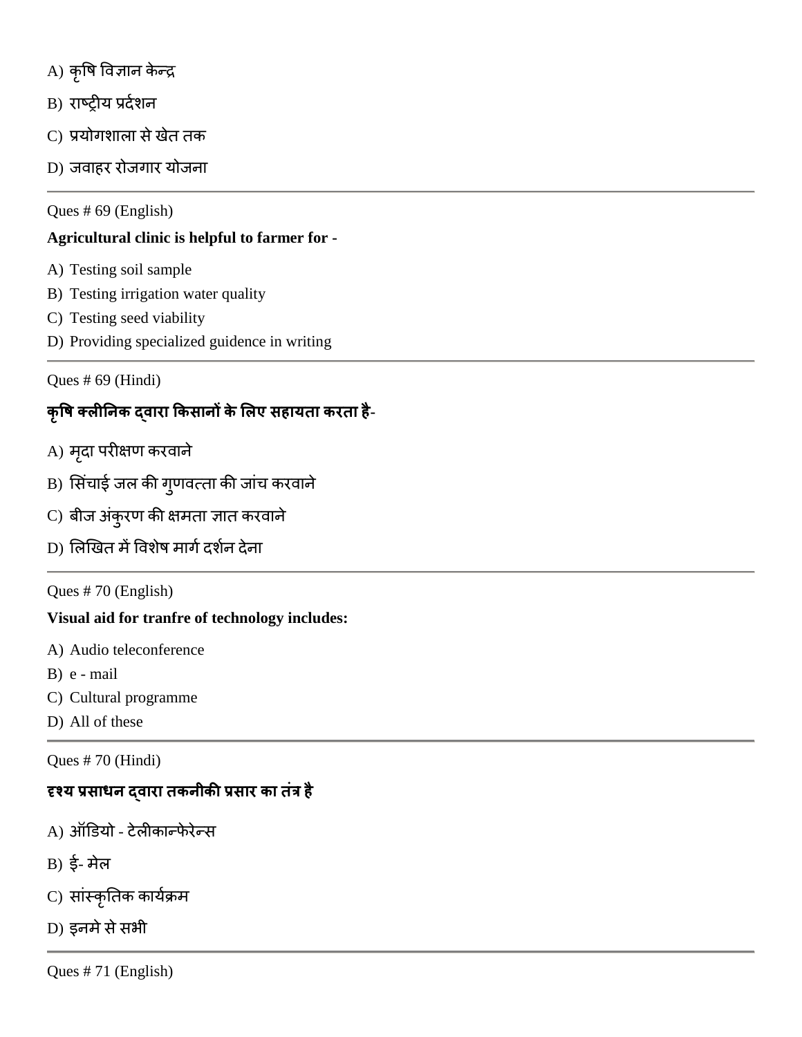A) कृषि विज्ञान केन्द्र

B) राष्ट्रीय प्रर्दशन

C) प्रयोगशाला से खेत तक

D) जवाहर रोजगार योजना

---

Ques # 69 (English)

**Agricultural clinic is helpful to farmer for -**

A) Testing soil sample

B) Testing irrigation water quality

C) Testing seed viability

D) Providing specialized guidence in writing

---

Ques # 69 (Hindi)

**कृषि क्लीनिक द्वारा किसानों के लिए सहायता करता है-**

A) मृदा परीक्षण करवाने

B) सिंचाई जल की गुणवत्ता की जांच करवाने

C) बीज अंकुरण की क्षमता ज्ञात करवाने

D) लिखित में विशेष मार्ग दर्शन देना

---

Ques # 70 (English)

**Visual aid for tranfre of technology includes:**

A) Audio teleconference

B) e - mail

C) Cultural programme

D) All of these

---

Ques # 70 (Hindi)

**दृश्य प्रसाधन द्वारा तकनीकी प्रसार का तंत्र है**

A) ऑडियो - टेलीकान्फेरेन्स

B) ई- मेल

C) सांस्कृतिक कार्यक्रम

D) इनमे से सभी

---

Ques # 71 (English)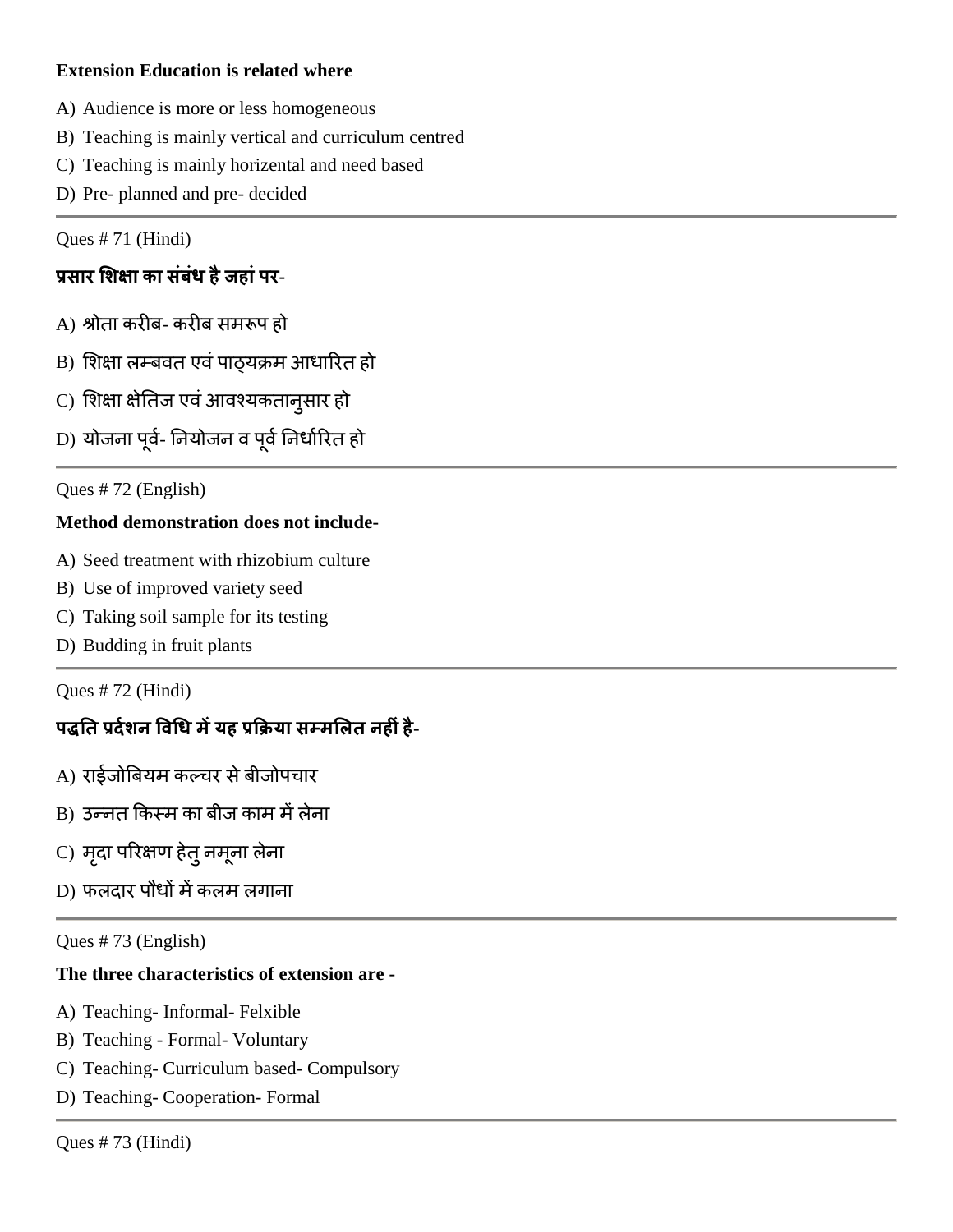**Extension Education is related where**

A) Audience is more or less homogeneous

B) Teaching is mainly vertical and curriculum centred

C) Teaching is mainly horizental and need based

D) Pre- planned and pre- decided

Ques # 71 (Hindi)

**प्रसार शिक्षा का संबंध है जहां पर-**

A) श्रोता करीब- करीब समरूप हो

B) शिक्षा लम्बवत एवं पाठ्यक्रम आधारित हो

C) शिक्षा क्षेतिज एवं आवश्यकतानुसार हो

D) योजना पूर्व- नियोजन व पूर्व निर्धारित हो

Ques # 72 (English)

**Method demonstration does not include-**

A) Seed treatment with rhizobium culture

B) Use of improved variety seed

C) Taking soil sample for its testing

D) Budding in fruit plants

Ques # 72 (Hindi)

**पद्धति प्रर्दशन विधि में यह प्रक्रिया सम्मलित नहीं है-**

A) राईजोबियम कल्चर से बीजोपचार

B) उन्नत किस्म का बीज काम में लेना

C) मृदा परिक्षण हेतु नमूना लेना

D) फलदार पौधों में कलम लगाना

Ques # 73 (English)

**The three characteristics of extension are -**

A) Teaching- Informal- Felxible

B) Teaching - Formal- Voluntary

C) Teaching- Curriculum based- Compulsory

D) Teaching- Cooperation- Formal

Ques # 73 (Hindi)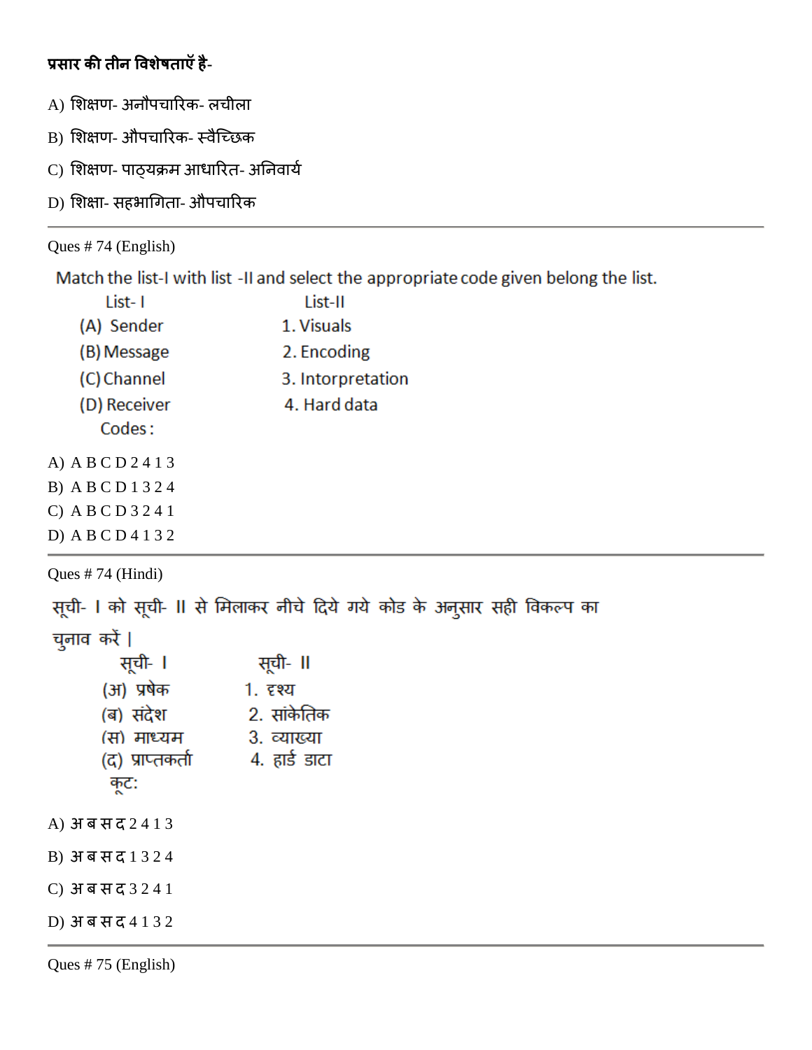**प्रसार की तीन विशेषताएँ है-**

A) शिक्षण- अनौपचारिक- लचीला

B) शिक्षण- औपचारिक- स्वैच्छिक

C) शिक्षण- पाठ्यक्रम आधारित- अनिवार्य

D) शिक्षा- सहभागिता- औपचारिक

---

Ques # 74 (English)

Match the list-I with list -II and select the appropriate code given belong the list.

| List- I | List-II |
|---|---|
| (A) Sender | 1. Visuals |
| (B) Message | 2. Encoding |
| (C) Channel | 3. Intorpretation |
| (D) Receiver | 4. Hard data |

Codes :

A) A B C D 2 4 1 3

B) A B C D 1 3 2 4

C) A B C D 3 2 4 1

D) A B C D 4 1 3 2

---

Ques # 74 (Hindi)

सूची- I को सूची- II से मिलाकर नीचे दिये गये कोड के अनुसार सही विकल्प का चुनाव करें।

| सूची- I | सूची- II |
|---|---|
| (अ) प्रषेक | 1. दृश्य |
| (ब) संदेश | 2. सांकेतिक |
| (स) माध्यम | 3. व्याख्या |
| (द) प्राप्तकर्ता | 4. हार्ड डाटा |

कूट:

A) अ ब स द 2 4 1 3

B) अ ब स द 1 3 2 4

C) अ ब स द 3 2 4 1

D) अ ब स द 4 1 3 2

---

Ques # 75 (English)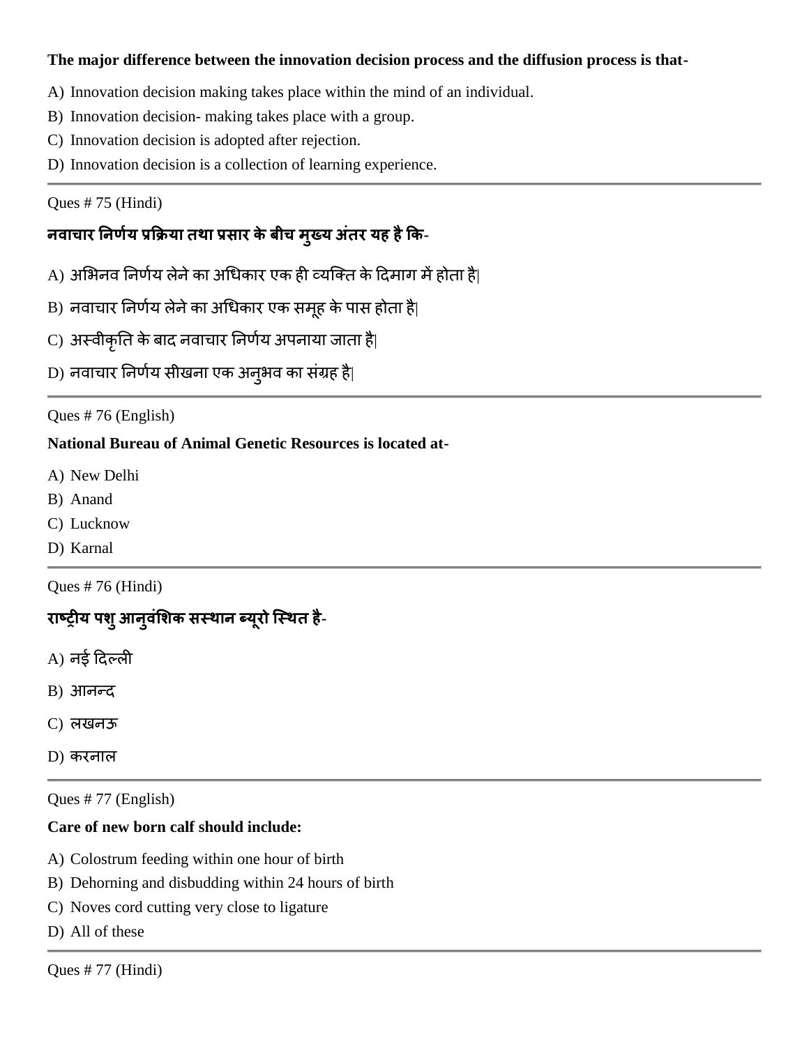**The major difference between the innovation decision process and the diffusion process is that-**

A) Innovation decision making takes place within the mind of an individual.

B) Innovation decision- making takes place with a group.

C) Innovation decision is adopted after rejection.

D) Innovation decision is a collection of learning experience.

---

Ques # 75 (Hindi)

**नवाचार निर्णय प्रक्रिया तथा प्रसार के बीच मुख्य अंतर यह है कि-**

A) अभिनव निर्णय लेने का अधिकार एक ही व्यक्ति के दिमाग में होता है|

B) नवाचार निर्णय लेने का अधिकार एक समूह के पास होता है|

C) अस्वीकृति के बाद नवाचार निर्णय अपनाया जाता है|

D) नवाचार निर्णय सीखना एक अनुभव का संग्रह है|

---

Ques # 76 (English)

**National Bureau of Animal Genetic Resources is located at-**

A) New Delhi

B) Anand

C) Lucknow

D) Karnal

---

Ques # 76 (Hindi)

**राष्ट्रीय पशु आनुवंशिक सस्थान ब्यूरो स्थित है-**

A) नई दिल्ली

B) आनन्द

C) लखनऊ

D) करनाल

---

Ques # 77 (English)

**Care of new born calf should include:**

A) Colostrum feeding within one hour of birth

B) Dehorning and disbudding within 24 hours of birth

C) Noves cord cutting very close to ligature

D) All of these

---

Ques # 77 (Hindi)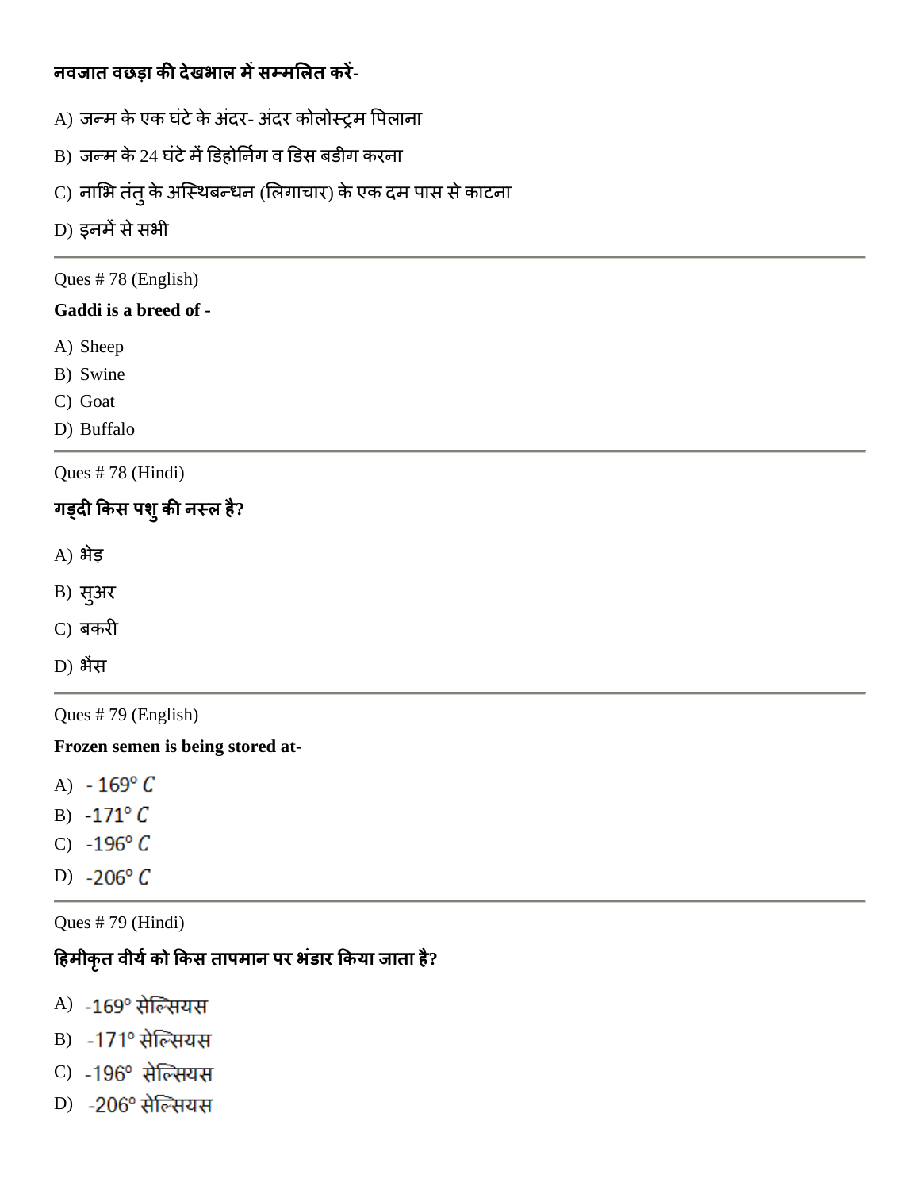**नवजात वछड़ा की देखभाल में सम्मलित करें-**

A) जन्म के एक घंटे के अंदर- अंदर कोलोस्ट्रम पिलाना

B) जन्म के 24 घंटे में डिहोर्निंग व डिस बडीग करना

C) नाभि तंतु के अस्थिबन्धन (लिगाचार) के एक दम पास से काटना

D) इनमें से सभी

---

Ques # 78 (English)

**Gaddi is a breed of -**

A) Sheep

B) Swine

C) Goat

D) Buffalo

---

Ques # 78 (Hindi)

**गड्दी किस पशु की नस्ल है?**

A) भेड़

B) सुअर

C) बकरी

D) भेंस

---

Ques # 79 (English)

**Frozen semen is being stored at-**

A) $-169° C$

B) $-171° C$

C) $-196° C$

D) $-206° C$

---

Ques # 79 (Hindi)

**हिमीकृत वीर्य को किस तापमान पर भंडार किया जाता है?**

A) -169° सेल्सियस

B) -171° सेल्सियस

C) -196° सेल्सियस

D) -206° सेल्सियस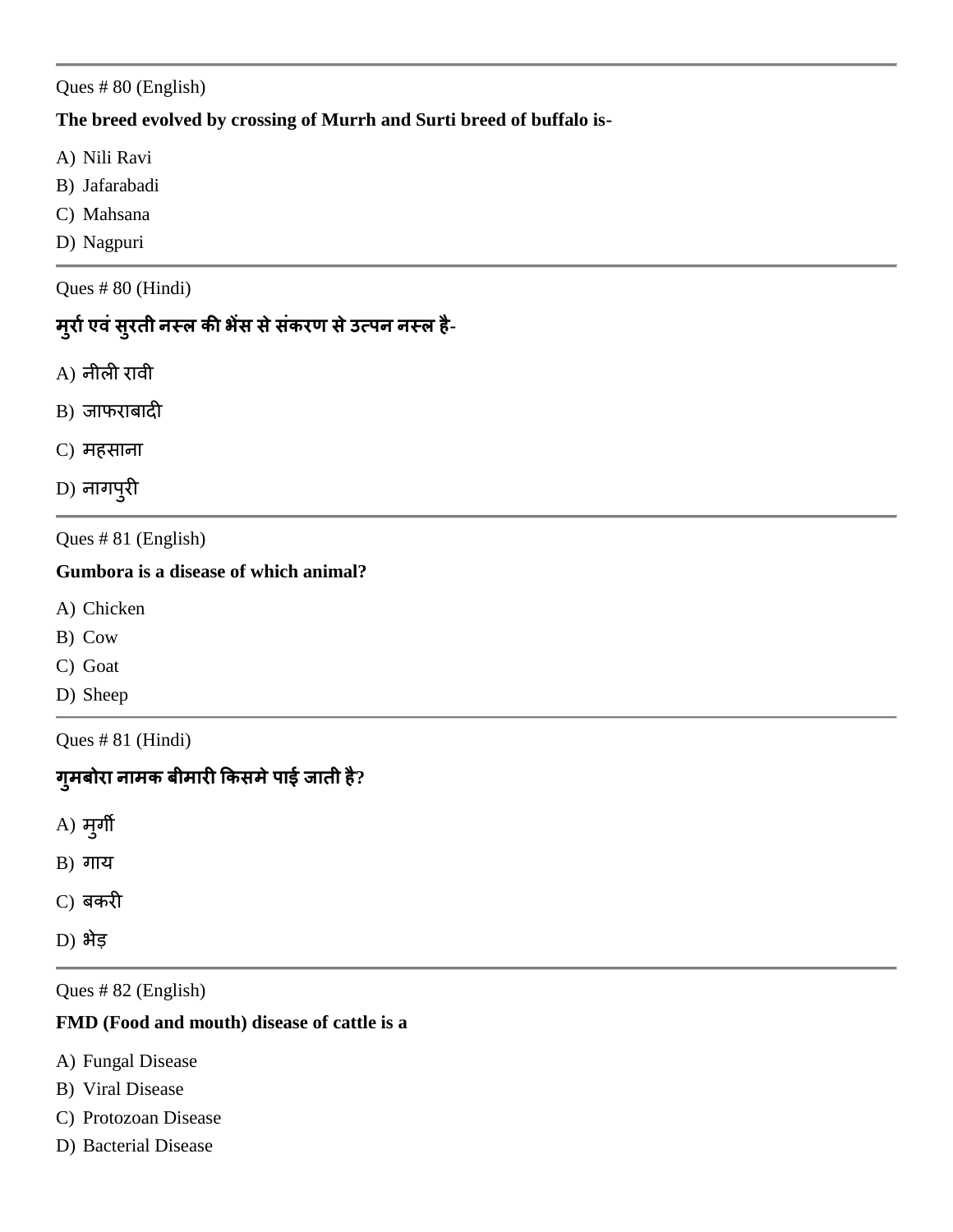Ques # 80 (English)

**The breed evolved by crossing of Murrh and Surti breed of buffalo is-**

A) Nili Ravi
B) Jafarabadi
C) Mahsana
D) Nagpuri

Ques # 80 (Hindi)

**मुर्रा एवं सुरती नस्ल की भेंस से संकरण से उत्पन नस्ल है-**

A) नीली रावी
B) जाफराबादी
C) महसाना
D) नागपुरी

Ques # 81 (English)

**Gumbora is a disease of which animal?**

A) Chicken
B) Cow
C) Goat
D) Sheep

Ques # 81 (Hindi)

**गुमबोरा नामक बीमारी किसमे पाई जाती है?**

A) मुर्गी
B) गाय
C) बकरी
D) भेड़

Ques # 82 (English)

**FMD (Food and mouth) disease of cattle is a**

A) Fungal Disease
B) Viral Disease
C) Protozoan Disease
D) Bacterial Disease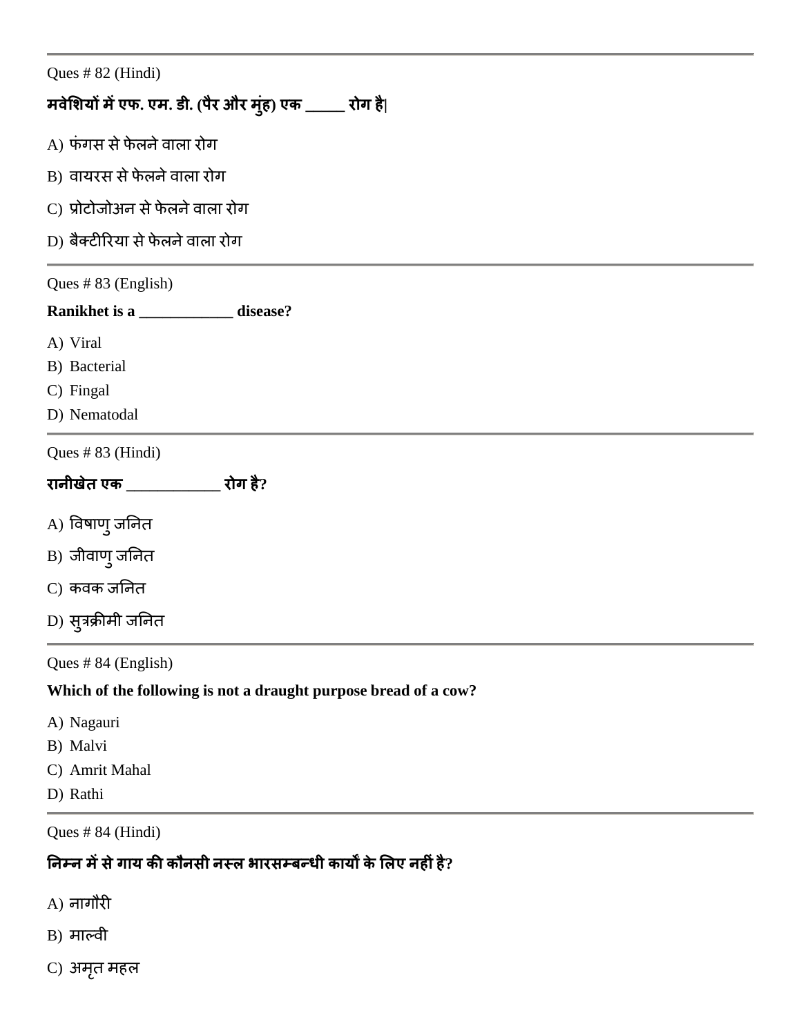Ques # 82 (Hindi)

**मवेशियों में एफ. एम. डी. (पैर और मुंह) एक _____ रोग है|**

A) फंगस से फेलने वाला रोग

B) वायरस से फेलने वाला रोग

C) प्रोटोजोअन से फेलने वाला रोग

D) बैक्टीरिया से फेलने वाला रोग

Ques # 83 (English)

**Ranikhet is a ____________ disease?**

A) Viral

B) Bacterial

C) Fingal

D) Nematodal

Ques # 83 (Hindi)

**रानीखेत एक ____________ रोग है?**

A) विषाणु जनित

B) जीवाणु जनित

C) कवक जनित

D) सुत्रक्रीमी जनित

Ques # 84 (English)

**Which of the following is not a draught purpose bread of a cow?**

A) Nagauri

B) Malvi

C) Amrit Mahal

D) Rathi

Ques # 84 (Hindi)

**निम्न में से गाय की कौनसी नस्ल भारसम्बन्धी कार्यो के लिए नहीं है?**

A) नागौरी

B) माल्वी

C) अमृत महल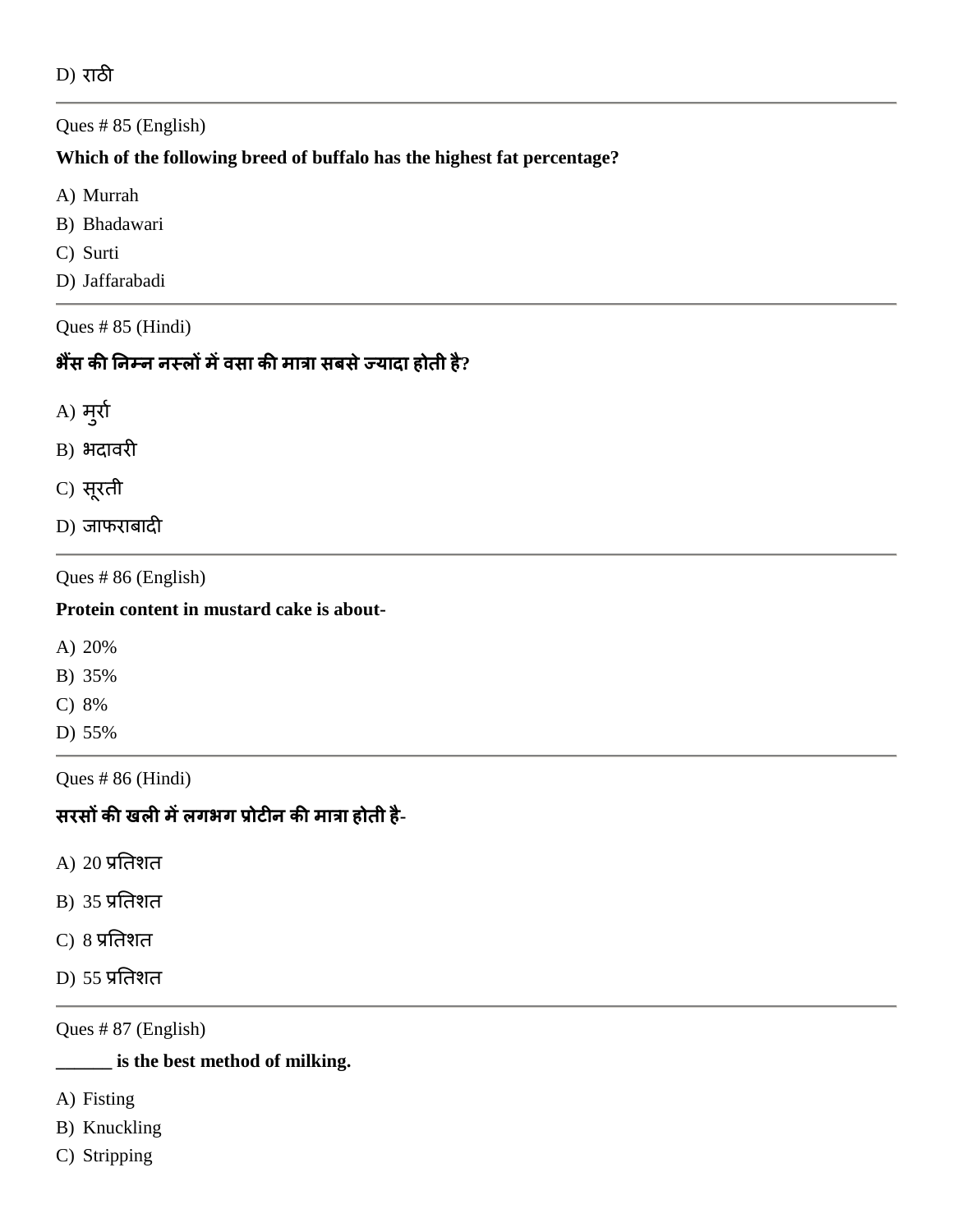D) राठी

---

Ques # 85 (English)

**Which of the following breed of buffalo has the highest fat percentage?**

A) Murrah
B) Bhadawari
C) Surti
D) Jaffarabadi

---

Ques # 85 (Hindi)

**भैंस की निम्न नस्लों में वसा की मात्रा सबसे ज्यादा होती है?**

A) मुर्रा
B) भदावरी
C) सूरती
D) जाफराबादी

---

Ques # 86 (English)

**Protein content in mustard cake is about-**

A) 20%
B) 35%
C) 8%
D) 55%

---

Ques # 86 (Hindi)

**सरसों की खली में लगभग प्रोटीन की मात्रा होती है-**

A) 20 प्रतिशत
B) 35 प्रतिशत
C) 8 प्रतिशत
D) 55 प्रतिशत

---

Ques # 87 (English)

**______ is the best method of milking.**

A) Fisting
B) Knuckling
C) Stripping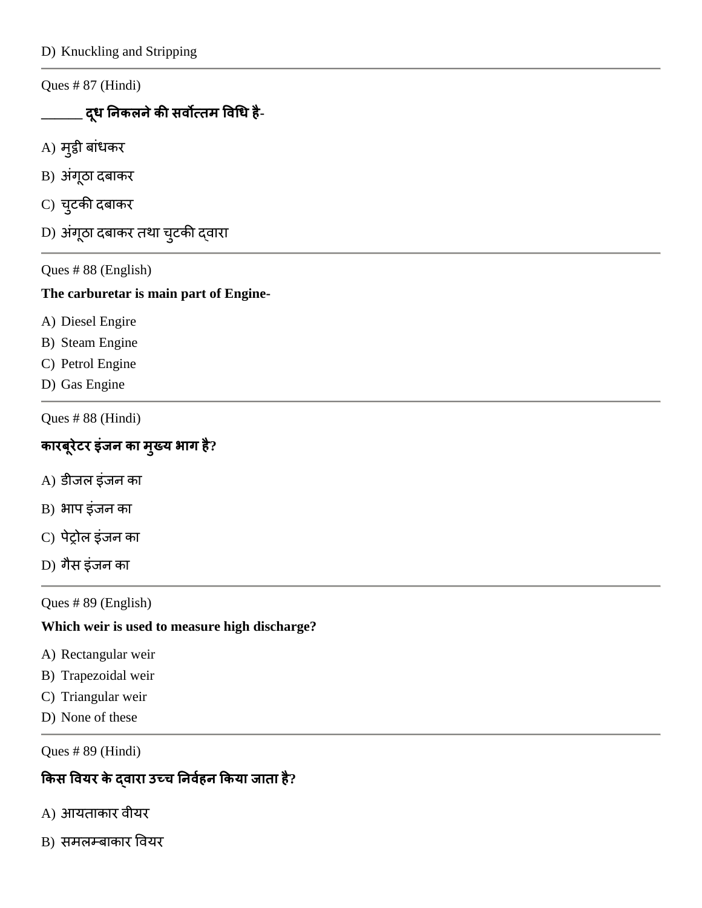D) Knuckling and Stripping

---

Ques # 87 (Hindi)

**______ दूध निकलने की सर्वोत्तम विधि है-**

A) मुट्ठी बांधकर

B) अंगूठा दबाकर

C) चुटकी दबाकर

D) अंगूठा दबाकर तथा चुटकी द्वारा

---

Ques # 88 (English)

**The carburetar is main part of Engine-**

A) Diesel Engire

B) Steam Engine

C) Petrol Engine

D) Gas Engine

---

Ques # 88 (Hindi)

**कारबूरेटर इंजन का मुख्य भाग है?**

A) डीजल इंजन का

B) भाप इंजन का

C) पेट्रोल इंजन का

D) गैस इंजन का

---

Ques # 89 (English)

**Which weir is used to measure high discharge?**

A) Rectangular weir

B) Trapezoidal weir

C) Triangular weir

D) None of these

---

Ques # 89 (Hindi)

**किस वियर के द्वारा उच्च निर्वहन किया जाता है?**

A) आयताकार वीयर

B) समलम्बाकार वियर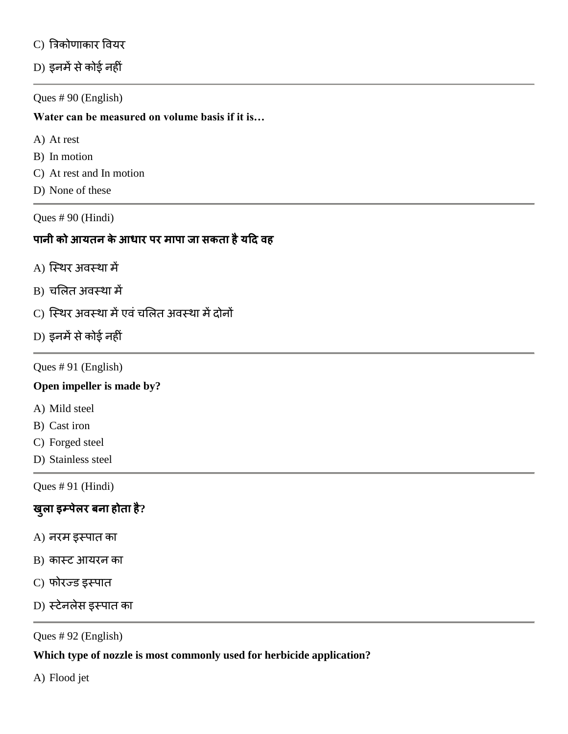C) त्रिकोणाकार वियर

D) इनमें से कोई नहीं

---

Ques # 90 (English)

**Water can be measured on volume basis if it is…**

A) At rest

B) In motion

C) At rest and In motion

D) None of these

---

Ques # 90 (Hindi)

**पानी को आयतन के आधार पर मापा जा सकता है यदि वह**

A) स्थिर अवस्था में

B) चलित अवस्था में

C) स्थिर अवस्था में एवं चलित अवस्था में दोनों

D) इनमें से कोई नहीं

---

Ques # 91 (English)

**Open impeller is made by?**

A) Mild steel

B) Cast iron

C) Forged steel

D) Stainless steel

---

Ques # 91 (Hindi)

**खुला इम्पेलर बना होता है?**

A) नरम इस्पात का

B) कास्ट आयरन का

C) फोरज्ड इस्पात

D) स्टेनलेस इस्पात का

---

Ques # 92 (English)

**Which type of nozzle is most commonly used for herbicide application?**

A) Flood jet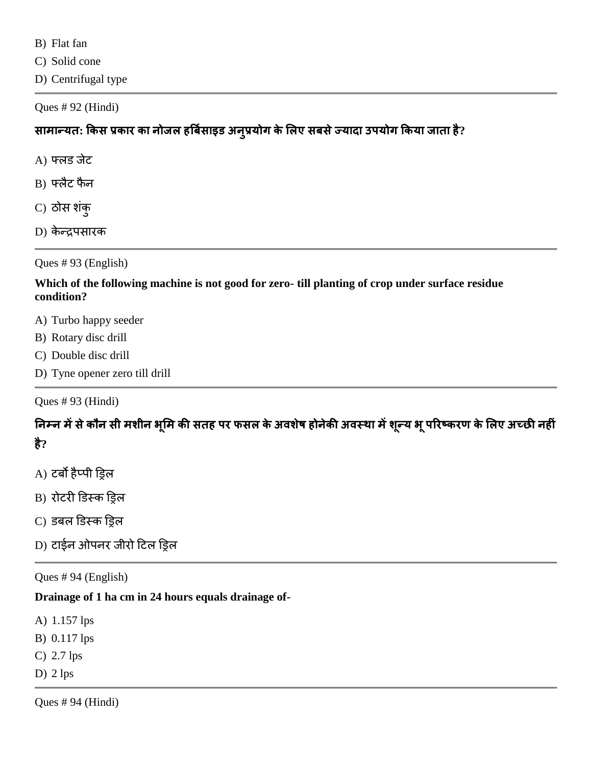B) Flat fan

C) Solid cone

D) Centrifugal type

---

Ques # 92 (Hindi)

**सामान्यतः किस प्रकार का नोजल हर्बिसाइड अनुप्रयोग के लिए सबसे ज्यादा उपयोग किया जाता है?**

A) फ्लड जेट

B) फ्लैट फैन

C) ठोस शंकु

D) केन्द्रपसारक

---

Ques # 93 (English)

**Which of the following machine is not good for zero- till planting of crop under surface residue condition?**

A) Turbo happy seeder

B) Rotary disc drill

C) Double disc drill

D) Tyne opener zero till drill

---

Ques # 93 (Hindi)

**निम्न में से कौन सी मशीन भूमि की सतह पर फसल के अवशेष होनेकी अवस्था में शून्य भू परिष्करण के लिए अच्छी नहीं है?**

A) टर्बो हैप्पी ड्रिल

B) रोटरी डिस्क ड्रिल

C) डबल डिस्क ड्रिल

D) टाईन ओपनर जीरो टिल ड्रिल

---

Ques # 94 (English)

**Drainage of 1 ha cm in 24 hours equals drainage of-**

A) 1.157 lps

B) 0.117 lps

C) 2.7 lps

D) 2 lps

---

Ques # 94 (Hindi)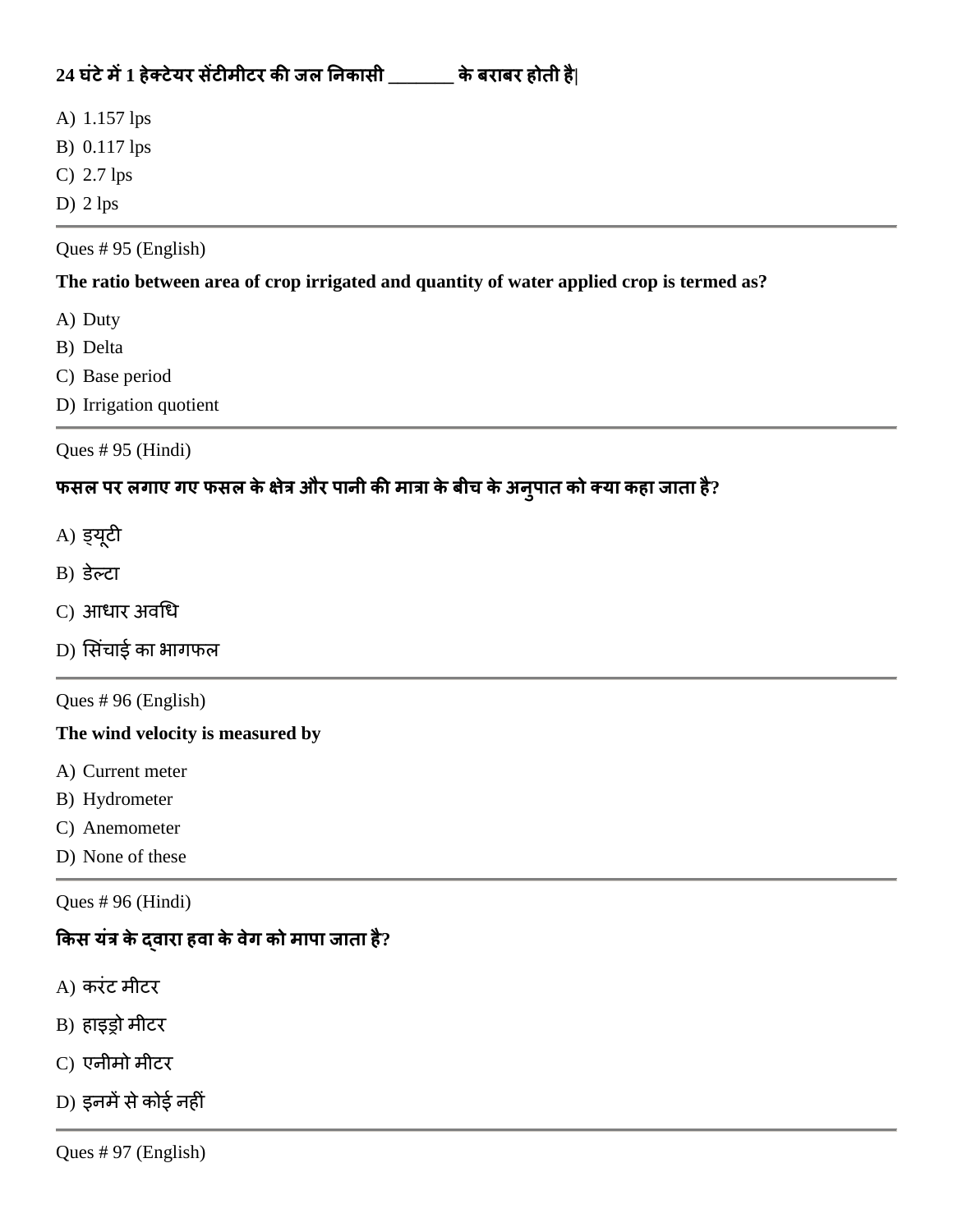**24 घंटे में 1 हेक्टेयर सेंटीमीटर की जल निकासी _______ के बराबर होती है|**

A) 1.157 lps

B) 0.117 lps

C) 2.7 lps

D) 2 lps

---

Ques # 95 (English)

**The ratio between area of crop irrigated and quantity of water applied crop is termed as?**

A) Duty

B) Delta

C) Base period

D) Irrigation quotient

---

Ques # 95 (Hindi)

**फसल पर लगाए गए फसल के क्षेत्र और पानी की मात्रा के बीच के अनुपात को क्या कहा जाता है?**

A) ड्यूटी

B) डेल्टा

C) आधार अवधि

D) सिंचाई का भागफल

---

Ques # 96 (English)

**The wind velocity is measured by**

A) Current meter

B) Hydrometer

C) Anemometer

D) None of these

---

Ques # 96 (Hindi)

**किस यंत्र के द्वारा हवा के वेग को मापा जाता है?**

A) करंट मीटर

B) हाइड्रो मीटर

C) एनीमो मीटर

D) इनमें से कोई नहीं

---

Ques # 97 (English)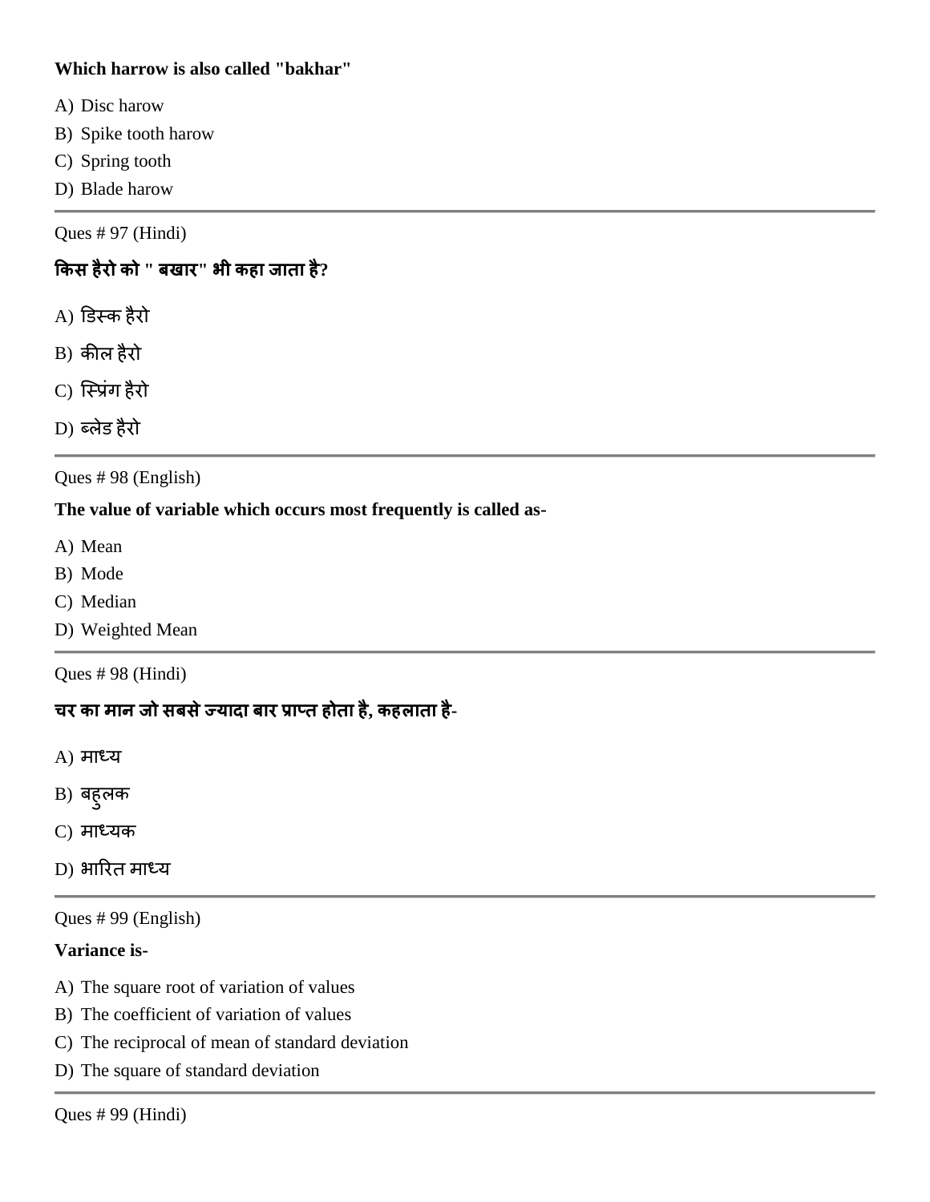**Which harrow is also called "bakhar"**

A) Disc harow
B) Spike tooth harow
C) Spring tooth
D) Blade harow

---

Ques # 97 (Hindi)

**किस हैरो को " बखार" भी कहा जाता है?**

A) डिस्क हैरो

B) कील हैरो

C) स्प्रिंग हैरो

D) ब्लेड हैरो

---

Ques # 98 (English)

**The value of variable which occurs most frequently is called as-**

A) Mean
B) Mode
C) Median
D) Weighted Mean

---

Ques # 98 (Hindi)

**चर का मान जो सबसे ज्यादा बार प्राप्त होता है, कहलाता है-**

A) माध्य

B) बहुलक

C) माध्यक

D) भारित माध्य

---

Ques # 99 (English)

**Variance is-**

A) The square root of variation of values
B) The coefficient of variation of values
C) The reciprocal of mean of standard deviation
D) The square of standard deviation

---

Ques # 99 (Hindi)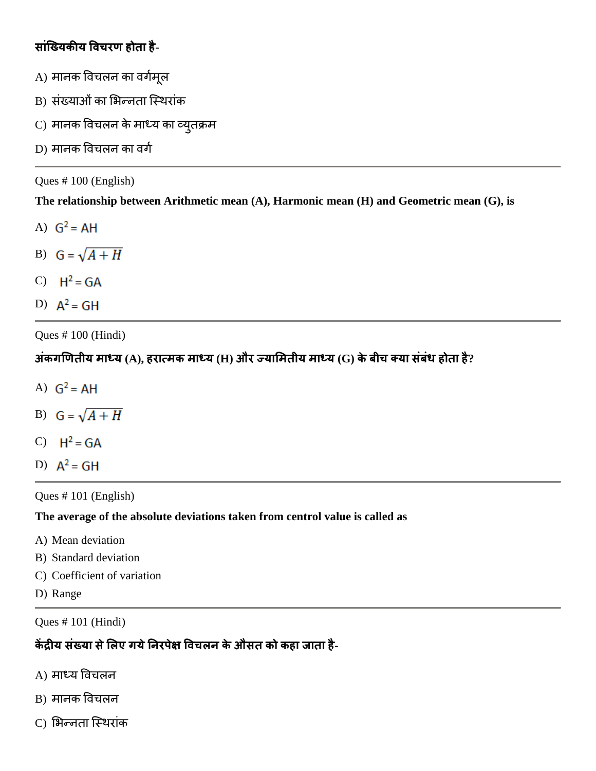**सांख्यिकीय विचरण होता है-**

A) मानक विचलन का वर्गमूल

B) संख्याओं का भिन्नता स्थिरांक

C) मानक विचलन के माध्य का व्युतक्रम

D) मानक विचलन का वर्ग

---

Ques # 100 (English)

**The relationship between Arithmetic mean (A), Harmonic mean (H) and Geometric mean (G), is**

A) $G^2 = AH$

B) $G = \sqrt{A + H}$

C) $H^2 = GA$

D) $A^2 = GH$

---

Ques # 100 (Hindi)

**अंकगणितीय माध्य (A), हरात्मक माध्य (H) और ज्यामितीय माध्य (G) के बीच क्या संबंध होता है?**

A) $G^2 = AH$

B) $G = \sqrt{A + H}$

C) $H^2 = GA$

D) $A^2 = GH$

---

Ques # 101 (English)

**The average of the absolute deviations taken from centrol value is called as**

A) Mean deviation

B) Standard deviation

C) Coefficient of variation

D) Range

---

Ques # 101 (Hindi)

**केंद्रीय संख्या से लिए गये निरपेक्ष विचलन के औसत को कहा जाता है-**

A) माध्य विचलन

B) मानक विचलन

C) भिन्नता स्थिरांक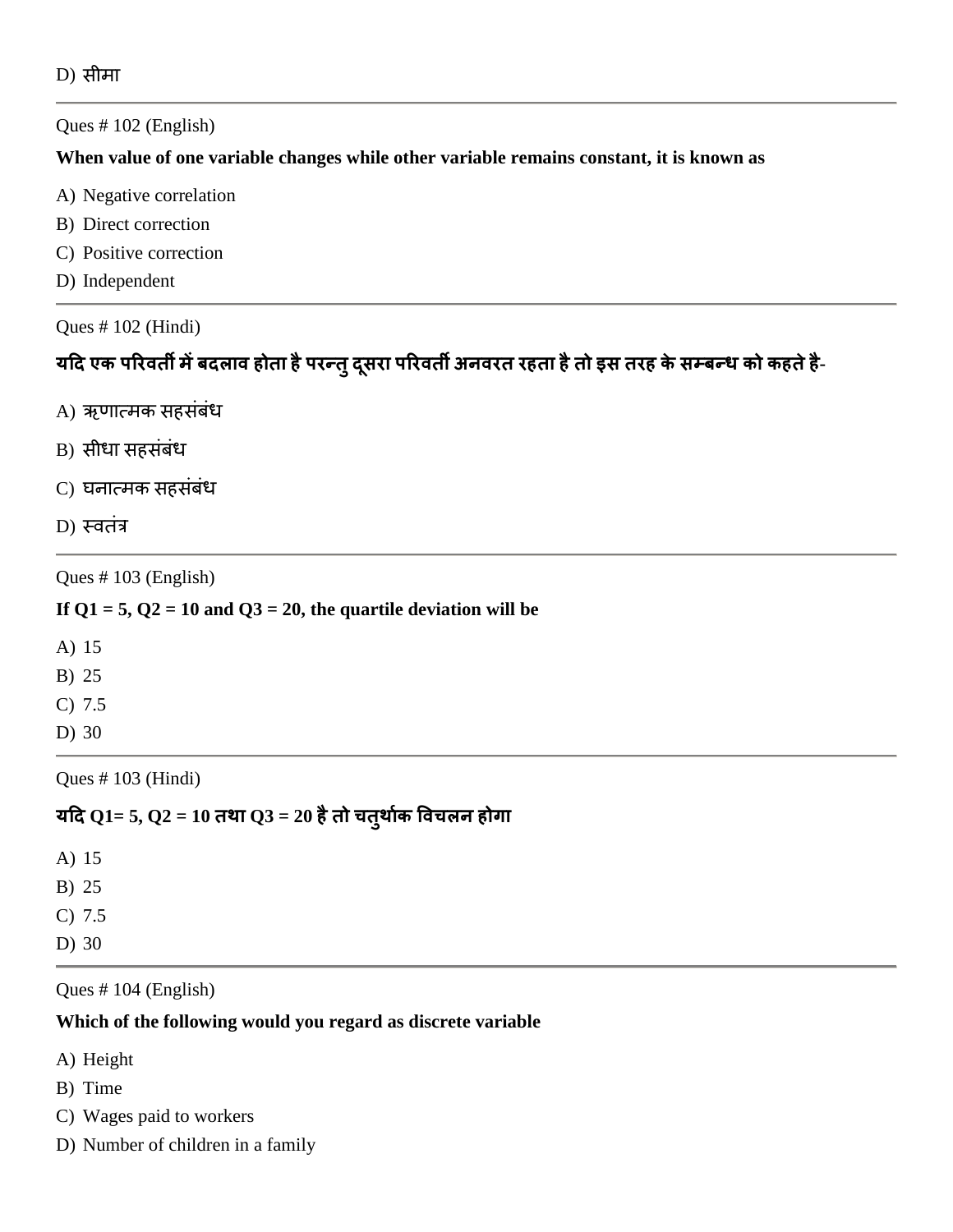D) सीमा

---

Ques # 102 (English)

**When value of one variable changes while other variable remains constant, it is known as**

A) Negative correlation

B) Direct correction

C) Positive correction

D) Independent

---

Ques # 102 (Hindi)

**यदि एक परिवर्ती में बदलाव होता है परन्तु दूसरा परिवर्ती अनवरत रहता है तो इस तरह के सम्बन्ध को कहते है-**

A) ऋणात्मक सहसंबंध

B) सीधा सहसंबंध

C) घनात्मक सहसंबंध

D) स्वतंत्र

---

Ques # 103 (English)

**If Q1 = 5, Q2 = 10 and Q3 = 20, the quartile deviation will be**

A) 15

B) 25

C) 7.5

D) 30

---

Ques # 103 (Hindi)

**यदि Q1= 5, Q2 = 10 तथा Q3 = 20 है तो चतुर्थांक विचलन होगा**

A) 15

B) 25

C) 7.5

D) 30

---

Ques # 104 (English)

**Which of the following would you regard as discrete variable**

A) Height

B) Time

C) Wages paid to workers

D) Number of children in a family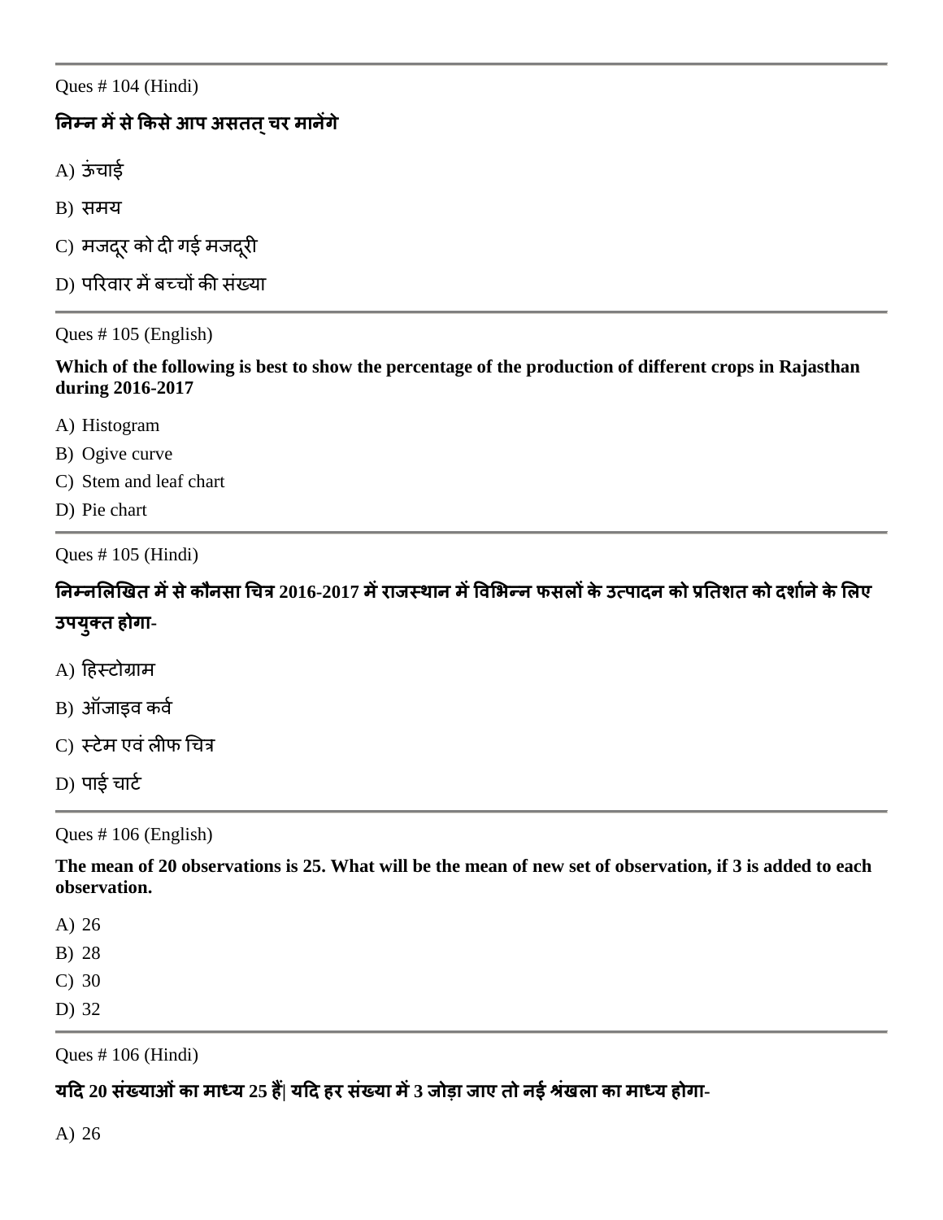Ques # 104 (Hindi)

**निम्न में से किसे आप असतत् चर मानेंगे**

A) ऊंचाई

B) समय

C) मजदूर को दी गई मजदूरी

D) परिवार में बच्चों की संख्या

---

Ques # 105 (English)

**Which of the following is best to show the percentage of the production of different crops in Rajasthan during 2016-2017**

A) Histogram

B) Ogive curve

C) Stem and leaf chart

D) Pie chart

---

Ques # 105 (Hindi)

**निम्नलिखित में से कौनसा चित्र 2016-2017 में राजस्थान में विभिन्न फसलों के उत्पादन को प्रतिशत को दर्शाने के लिए उपयुक्त होगा-**

A) हिस्टोग्राम

B) ऑजाइव कर्व

C) स्टेम एवं लीफ चित्र

D) पाई चार्ट

---

Ques # 106 (English)

**The mean of 20 observations is 25. What will be the mean of new set of observation, if 3 is added to each observation.**

A) 26

B) 28

C) 30

D) 32

---

Ques # 106 (Hindi)

**यदि 20 संख्याओं का माध्य 25 हैं| यदि हर संख्या में 3 जोड़ा जाए तो नई श्रृंखला का माध्य होगा-**

A) 26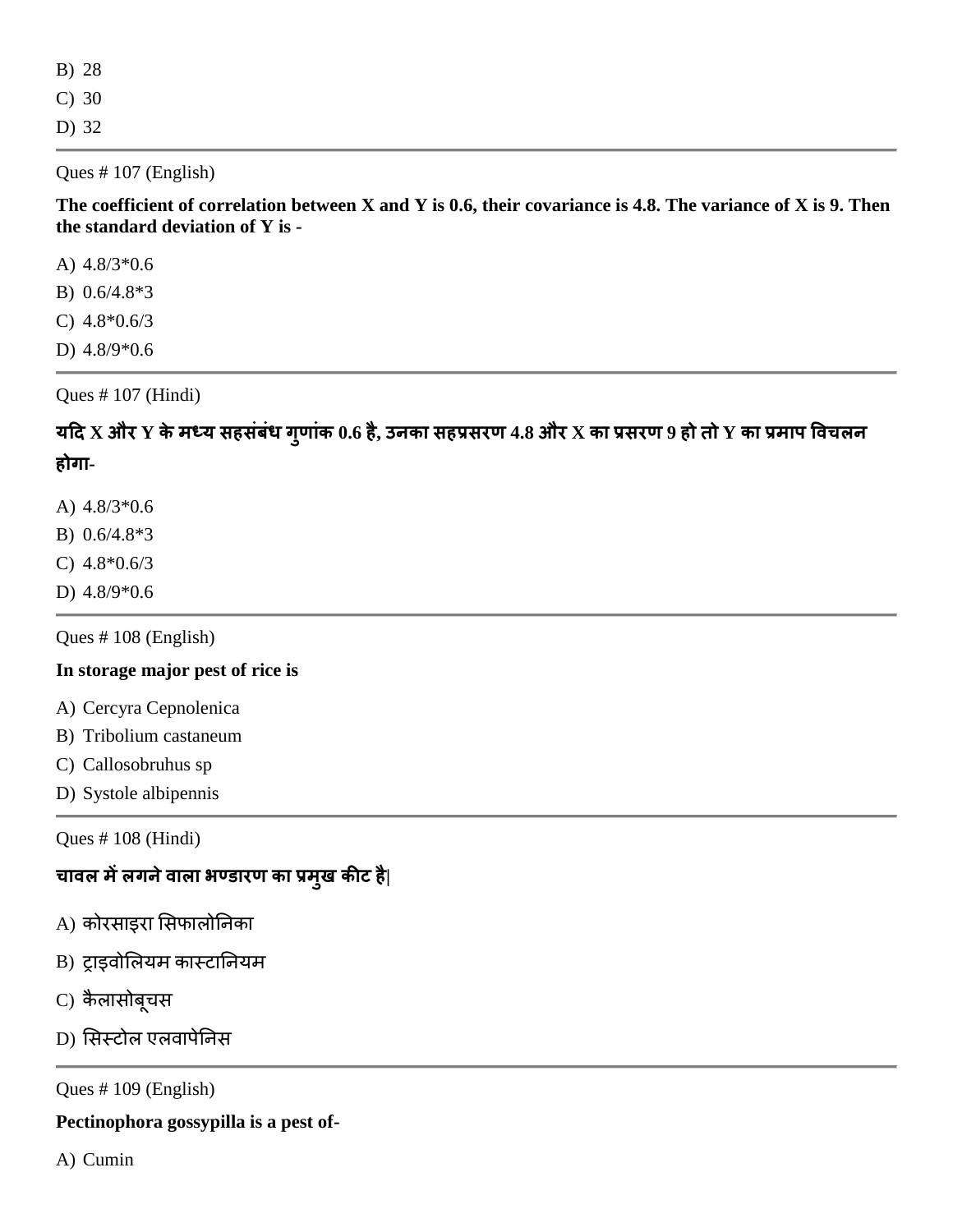B) 28

C) 30

D) 32

---

Ques # 107 (English)

**The coefficient of correlation between X and Y is 0.6, their covariance is 4.8. The variance of X is 9. Then the standard deviation of Y is -**

A) 4.8/3*0.6

B) 0.6/4.8*3

C) 4.8*0.6/3

D) 4.8/9*0.6

---

Ques # 107 (Hindi)

**यदि X और Y के मध्य सहसंबंध गुणांक 0.6 है, उनका सहप्रसरण 4.8 और X का प्रसरण 9 हो तो Y का प्रमाप विचलन होगा-**

A) 4.8/3*0.6

B) 0.6/4.8*3

C) 4.8*0.6/3

D) 4.8/9*0.6

---

Ques # 108 (English)

**In storage major pest of rice is**

A) Cercyra Cepnolenica

B) Tribolium castaneum

C) Callosobruhus sp

D) Systole albipennis

---

Ques # 108 (Hindi)

**चावल में लगने वाला भण्डारण का प्रमुख कीट है|**

A) कोरसाइरा सिफालोनिका

B) ट्राइवोलियम कास्टानियम

C) कैलासोबूचस

D) सिस्टोल एलवापेनिस

---

Ques # 109 (English)

**Pectinophora gossypilla is a pest of-**

A) Cumin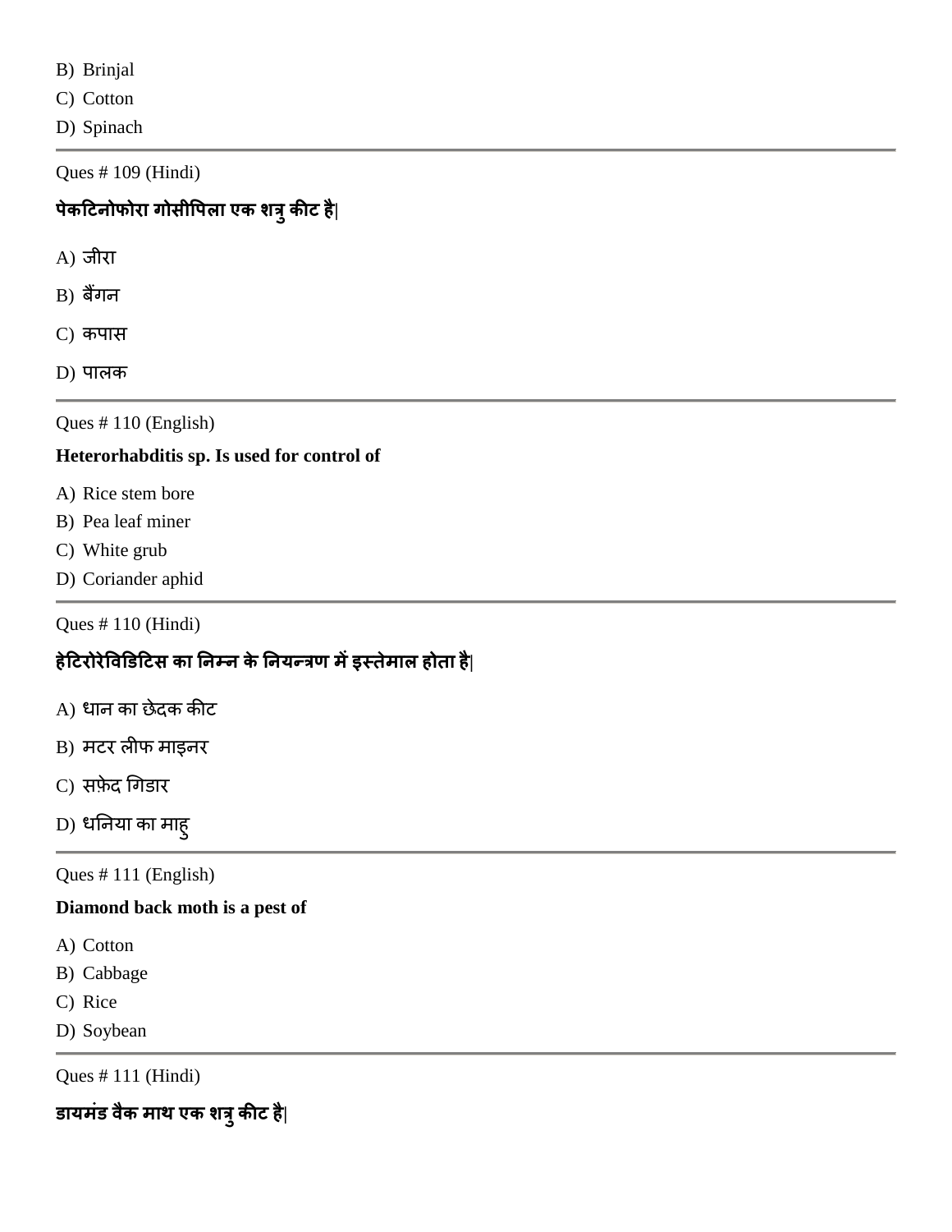B) Brinjal

C) Cotton

D) Spinach

---

Ques # 109 (Hindi)

**पेकटिनोफोरा गोसीपिला एक शत्रु कीट है|**

A) जीरा

B) बैंगन

C) कपास

D) पालक

---

Ques # 110 (English)

**Heterorhabditis sp. Is used for control of**

A) Rice stem bore

B) Pea leaf miner

C) White grub

D) Coriander aphid

---

Ques # 110 (Hindi)

**हेटिरोरेविडिटिस का निम्न के नियन्त्रण में इस्तेमाल होता है|**

A) धान का छेदक कीट

B) मटर लीफ माइनर

C) सफ़ेद गिडार

D) धनिया का माहु

---

Ques # 111 (English)

**Diamond back moth is a pest of**

A) Cotton

B) Cabbage

C) Rice

D) Soybean

---

Ques # 111 (Hindi)

**डायमंड वैक माथ एक शत्रु कीट है|**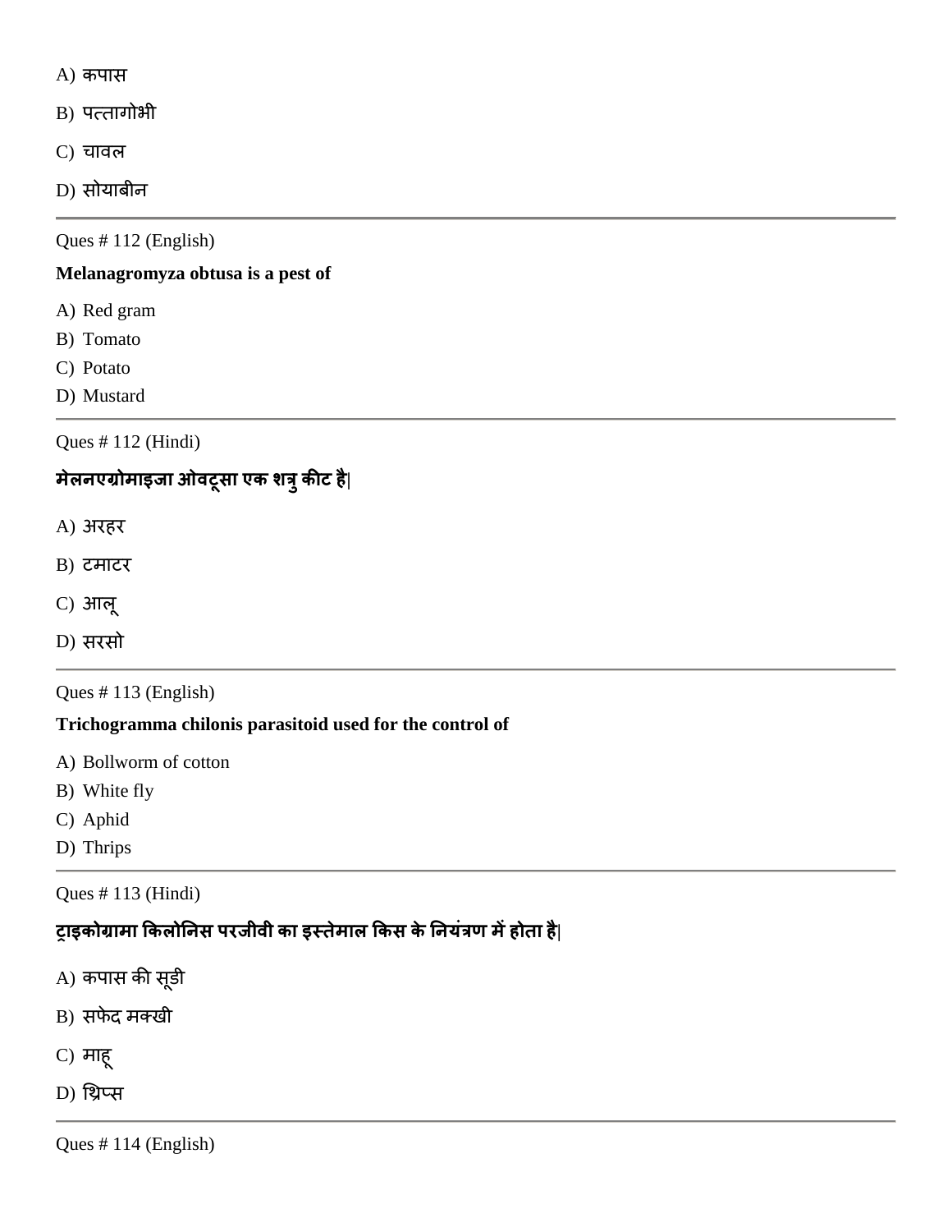A) कपास

B) पत्तागोभी

C) चावल

D) सोयाबीन

---

Ques # 112 (English)

**Melanagromyza obtusa is a pest of**

A) Red gram
B) Tomato
C) Potato
D) Mustard

---

Ques # 112 (Hindi)

**मेलनएग्रोमाइजा ओवटूसा एक शत्रु कीट है|**

A) अरहर

B) टमाटर

C) आलू

D) सरसो

---

Ques # 113 (English)

**Trichogramma chilonis parasitoid used for the control of**

A) Bollworm of cotton
B) White fly
C) Aphid
D) Thrips

---

Ques # 113 (Hindi)

**ट्राइकोग्रामा किलोनिस परजीवी का इस्तेमाल किस के नियंत्रण में होता है|**

A) कपास की सूडी

B) सफेद मक्खी

C) माहू

D) थ्रिप्स

---

Ques # 114 (English)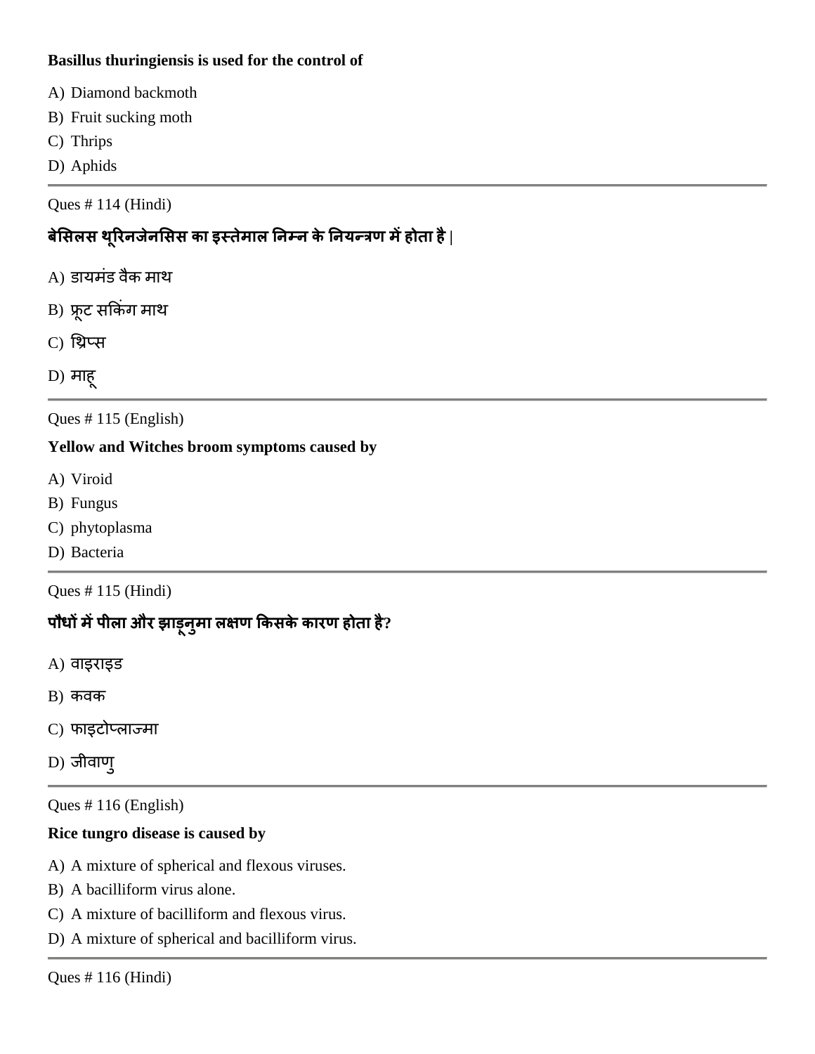**Basillus thuringiensis is used for the control of**

A) Diamond backmoth

B) Fruit sucking moth

C) Thrips

D) Aphids

---

Ques # 114 (Hindi)

**बेसिलस थूरिनजेनसिस का इस्तेमाल निम्न के नियन्त्रण में होता है |**

A) डायमंड वैक माथ

B) फ्रूट सकिंग माथ

C) थ्रिप्स

D) माहू

---

Ques # 115 (English)

**Yellow and Witches broom symptoms caused by**

A) Viroid

B) Fungus

C) phytoplasma

D) Bacteria

---

Ques # 115 (Hindi)

**पौधों में पीला और झाड़ूनुमा लक्षण किसके कारण होता है?**

A) वाइराइड

B) कवक

C) फाइटोप्लाज्मा

D) जीवाणु

---

Ques # 116 (English)

**Rice tungro disease is caused by**

A) A mixture of spherical and flexous viruses.

B) A bacilliform virus alone.

C) A mixture of bacilliform and flexous virus.

D) A mixture of spherical and bacilliform virus.

---

Ques # 116 (Hindi)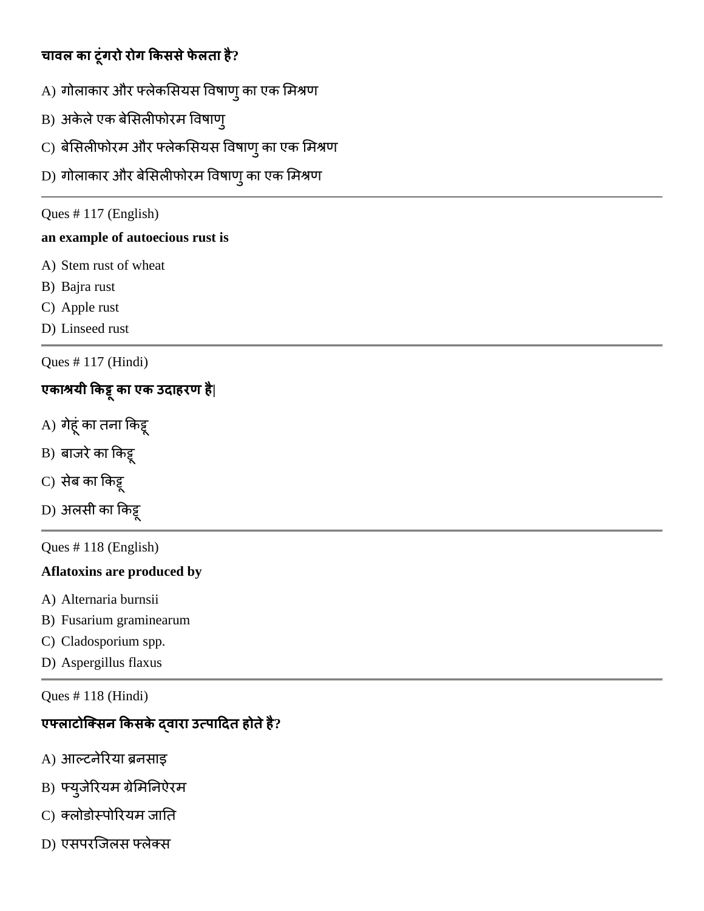**चावल का टूंगरो रोग किससे फेलता है?**

A) गोलाकार और फ्लेकसियस विषाणु का एक मिश्रण

B) अकेले एक बेसिलीफोरम विषाणु

C) बेसिलीफोरम और फ्लेकसियस विषाणु का एक मिश्रण

D) गोलाकार और बेसिलीफोरम विषाणु का एक मिश्रण

---

Ques # 117 (English)

**an example of autoecious rust is**

A) Stem rust of wheat

B) Bajra rust

C) Apple rust

D) Linseed rust

---

Ques # 117 (Hindi)

**एकाश्रयी किट्टू का एक उदाहरण है|**

A) गेहूं का तना किट्टू

B) बाजरे का किट्टू

C) सेब का किट्टू

D) अलसी का किट्टू

---

Ques # 118 (English)

**Aflatoxins are produced by**

A) Alternaria burnsii

B) Fusarium graminearum

C) Cladosporium spp.

D) Aspergillus flaxus

---

Ques # 118 (Hindi)

**एफ्लाटोक्सिन किसके द्वारा उत्पादित होते है?**

A) आल्टनेरिया ब्रनसाइ

B) फ्युजेरियम ग्रेमिनिऐरम

C) क्लोडोस्पोरियम जाति

D) एसपरजिलस फ्लेक्स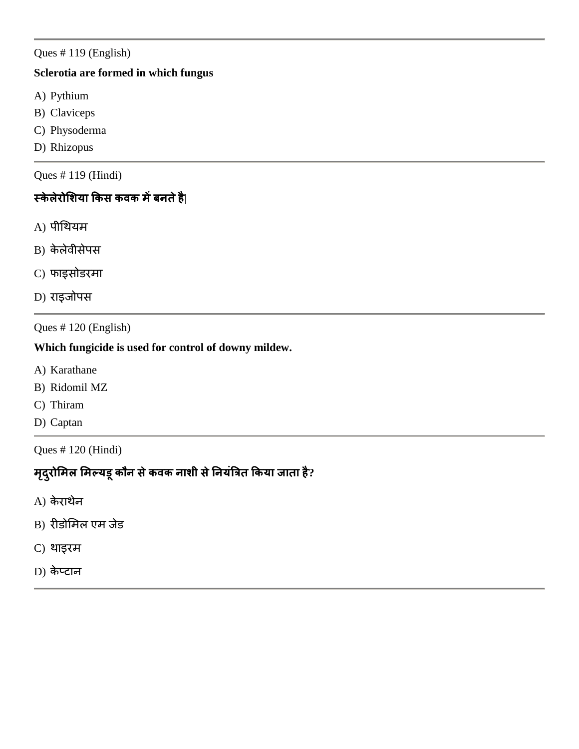Ques # 119 (English)

**Sclerotia are formed in which fungus**

A) Pythium

B) Claviceps

C) Physoderma

D) Rhizopus

---

Ques # 119 (Hindi)

**स्केलेरोशिया किस कवक में बनते है|**

A) पीथियम

B) केलेवीसेपस

C) फाइसोडरमा

D) राइजोपस

---

Ques # 120 (English)

**Which fungicide is used for control of downy mildew.**

A) Karathane

B) Ridomil MZ

C) Thiram

D) Captan

---

Ques # 120 (Hindi)

**मृदुरोमिल मिल्यडू कौन से कवक नाशी से नियंत्रित किया जाता है?**

A) केराथेन

B) रीडोमिल एम जेड

C) थाइरम

D) केप्टान